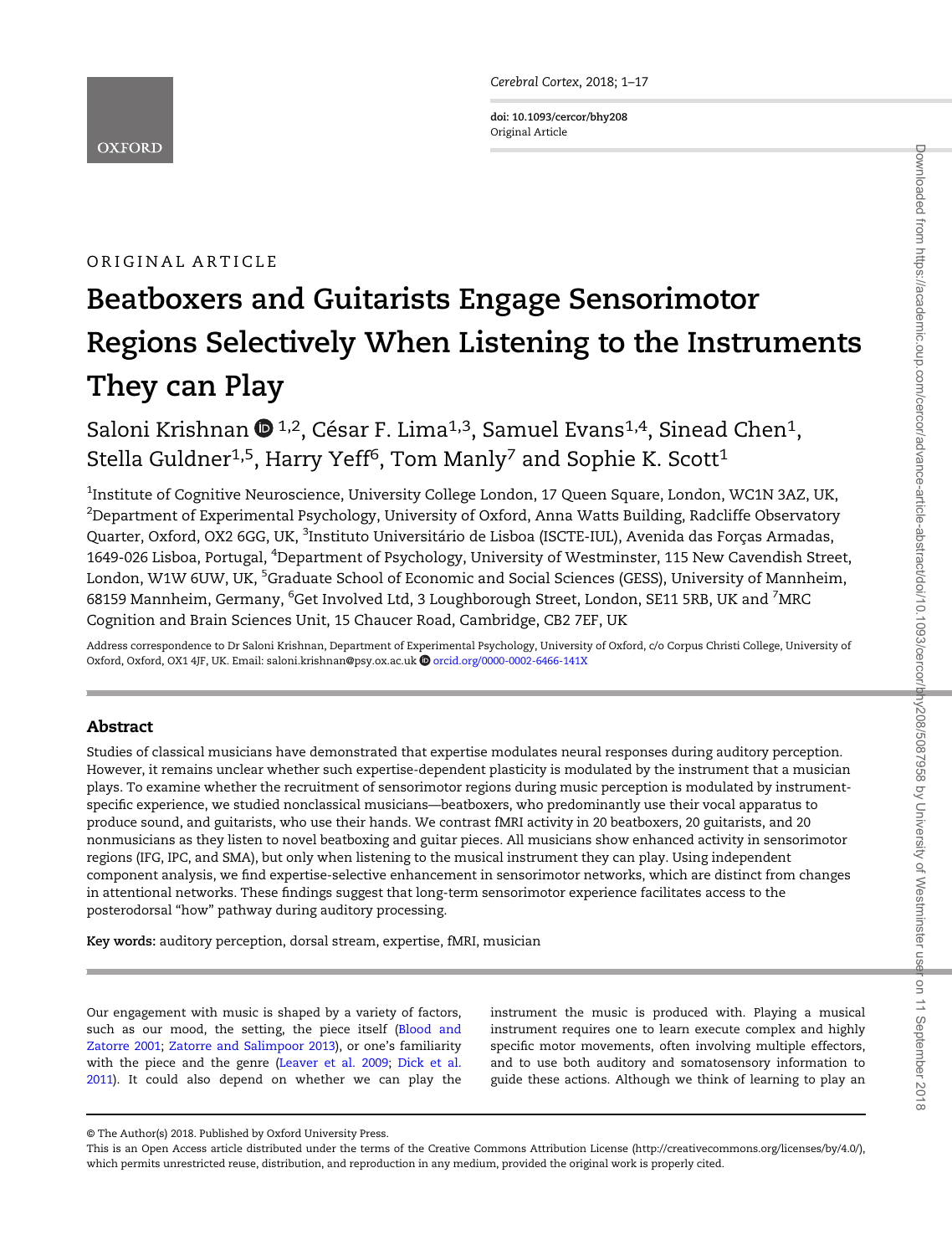ORIGINAL ARTICLE

# Beatboxers and Guitarists Engage Sensorimotor Regions Selectively When Listening to the Instruments They can Play

Saloni Krishnan [1,2], César F. Lima[1,3], Samuel Evans[1,4], Sinead Chen[1], Stella Guldner[1,5], Harry Yeff[6], Tom Manly[7] and Sophie K. Scott[1]

[1]Institute of Cognitive Neuroscience, University College London, 17 Queen Square, London, WC1N 3AZ, UK, [2]Department of Experimental Psychology, University of Oxford, Anna Watts Building, Radcliffe Observatory Quarter, Oxford, OX2 6GG, UK, [3]Instituto Universitário de Lisboa (ISCTE-IUL), Avenida das Forças Armadas, 1649-026 Lisboa, Portugal, [4]Department of Psychology, University of Westminster, 115 New Cavendish Street, London, W1W 6UW, UK, [5]Graduate School of Economic and Social Sciences (GESS), University of Mannheim, 68159 Mannheim, Germany, [6]Get Involved Ltd, 3 Loughborough Street, London, SE11 5RB, UK and [7]MRC Cognition and Brain Sciences Unit, 15 Chaucer Road, Cambridge, CB2 7EF, UK

Address correspondence to Dr Saloni Krishnan, Department of Experimental Psychology, University of Oxford, c/o Corpus Christi College, University of Oxford, Oxford, OX1 4JF, UK. Email: saloni.krishnan@psy.ox.ac.uk orcid.org/0000-0002-6466-141X

## Abstract

Studies of classical musicians have demonstrated that expertise modulates neural responses during auditory perception. However, it remains unclear whether such expertise-dependent plasticity is modulated by the instrument that a musician plays. To examine whether the recruitment of sensorimotor regions during music perception is modulated by instrument-specific experience, we studied nonclassical musicians—beatboxers, who predominantly use their vocal apparatus to produce sound, and guitarists, who use their hands. We contrast fMRI activity in 20 beatboxers, 20 guitarists, and 20 nonmusicians as they listen to novel beatboxing and guitar pieces. All musicians show enhanced activity in sensorimotor regions (IFG, IPC, and SMA), but only when listening to the musical instrument they can play. Using independent component analysis, we find expertise-selective enhancement in sensorimotor networks, which are distinct from changes in attentional networks. These findings suggest that long-term sensorimotor experience facilitates access to the posterodorsal "how" pathway during auditory processing.

**Key words:** auditory perception, dorsal stream, expertise, fMRI, musician

Our engagement with music is shaped by a variety of factors, such as our mood, the setting, the piece itself (Blood and Zatorre 2001; Zatorre and Salimpoor 2013), or one's familiarity with the piece and the genre (Leaver et al. 2009; Dick et al. 2011). It could also depend on whether we can play the instrument the music is produced with. Playing a musical instrument requires one to learn execute complex and highly specific motor movements, often involving multiple effectors, and to use both auditory and somatosensory information to guide these actions. Although we think of learning to play an

© The Author(s) 2018. Published by Oxford University Press.
This is an Open Access article distributed under the terms of the Creative Commons Attribution License (http://creativecommons.org/licenses/by/4.0/), which permits unrestricted reuse, distribution, and reproduction in any medium, provided the original work is properly cited.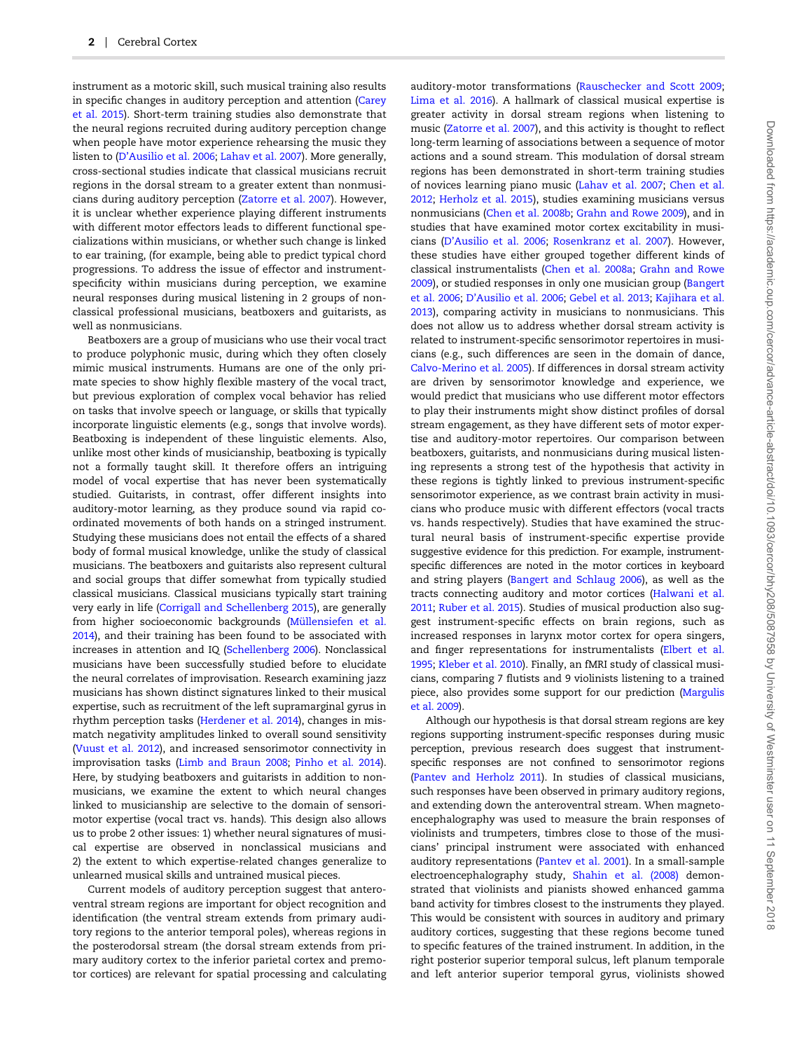instrument as a motoric skill, such musical training also results in specific changes in auditory perception and attention (Carey et al. 2015). Short-term training studies also demonstrate that the neural regions recruited during auditory perception change when people have motor experience rehearsing the music they listen to (D'Ausilio et al. 2006; Lahav et al. 2007). More generally, cross-sectional studies indicate that classical musicians recruit regions in the dorsal stream to a greater extent than nonmusicians during auditory perception (Zatorre et al. 2007). However, it is unclear whether experience playing different instruments with different motor effectors leads to different functional specializations within musicians, or whether such change is linked to ear training, (for example, being able to predict typical chord progressions. To address the issue of effector and instrument-specificity within musicians during perception, we examine neural responses during musical listening in 2 groups of nonclassical professional musicians, beatboxers and guitarists, as well as nonmusicians.

Beatboxers are a group of musicians who use their vocal tract to produce polyphonic music, during which they often closely mimic musical instruments. Humans are one of the only primate species to show highly flexible mastery of the vocal tract, but previous exploration of complex vocal behavior has relied on tasks that involve speech or language, or skills that typically incorporate linguistic elements (e.g., songs that involve words). Beatboxing is independent of these linguistic elements. Also, unlike most other kinds of musicianship, beatboxing is typically not a formally taught skill. It therefore offers an intriguing model of vocal expertise that has never been systematically studied. Guitarists, in contrast, offer different insights into auditory-motor learning, as they produce sound via rapid coordinated movements of both hands on a stringed instrument. Studying these musicians does not entail the effects of a shared body of formal musical knowledge, unlike the study of classical musicians. The beatboxers and guitarists also represent cultural and social groups that differ somewhat from typically studied classical musicians. Classical musicians typically start training very early in life (Corrigall and Schellenberg 2015), are generally from higher socioeconomic backgrounds (Müllensiefen et al. 2014), and their training has been found to be associated with increases in attention and IQ (Schellenberg 2006). Nonclassical musicians have been successfully studied before to elucidate the neural correlates of improvisation. Research examining jazz musicians has shown distinct signatures linked to their musical expertise, such as recruitment of the left supramarginal gyrus in rhythm perception tasks (Herdener et al. 2014), changes in mismatch negativity amplitudes linked to overall sound sensitivity (Vuust et al. 2012), and increased sensorimotor connectivity in improvisation tasks (Limb and Braun 2008; Pinho et al. 2014). Here, by studying beatboxers and guitarists in addition to nonmusicians, we examine the extent to which neural changes linked to musicianship are selective to the domain of sensorimotor expertise (vocal tract vs. hands). This design also allows us to probe 2 other issues: 1) whether neural signatures of musical expertise are observed in nonclassical musicians and 2) the extent to which expertise-related changes generalize to unlearned musical skills and untrained musical pieces.

Current models of auditory perception suggest that anteroventral stream regions are important for object recognition and identification (the ventral stream extends from primary auditory regions to the anterior temporal poles), whereas regions in the posterodorsal stream (the dorsal stream extends from primary auditory cortex to the inferior parietal cortex and premotor cortices) are relevant for spatial processing and calculating auditory-motor transformations (Rauschecker and Scott 2009; Lima et al. 2016). A hallmark of classical musical expertise is greater activity in dorsal stream regions when listening to music (Zatorre et al. 2007), and this activity is thought to reflect long-term learning of associations between a sequence of motor actions and a sound stream. This modulation of dorsal stream regions has been demonstrated in short-term training studies of novices learning piano music (Lahav et al. 2007; Chen et al. 2012; Herholz et al. 2015), studies examining musicians versus nonmusicians (Chen et al. 2008b; Grahn and Rowe 2009), and in studies that have examined motor cortex excitability in musicians (D'Ausilio et al. 2006; Rosenkranz et al. 2007). However, these studies have either grouped together different kinds of classical instrumentalists (Chen et al. 2008a; Grahn and Rowe 2009), or studied responses in only one musician group (Bangert et al. 2006; D'Ausilio et al. 2006; Gebel et al. 2013; Kajihara et al. 2013), comparing activity in musicians to nonmusicians. This does not allow us to address whether dorsal stream activity is related to instrument-specific sensorimotor repertoires in musicians (e.g., such differences are seen in the domain of dance, Calvo-Merino et al. 2005). If differences in dorsal stream activity are driven by sensorimotor knowledge and experience, we would predict that musicians who use different motor effectors to play their instruments might show distinct profiles of dorsal stream engagement, as they have different sets of motor expertise and auditory-motor repertoires. Our comparison between beatboxers, guitarists, and nonmusicians during musical listening represents a strong test of the hypothesis that activity in these regions is tightly linked to previous instrument-specific sensorimotor experience, as we contrast brain activity in musicians who produce music with different effectors (vocal tracts vs. hands respectively). Studies that have examined the structural neural basis of instrument-specific expertise provide suggestive evidence for this prediction. For example, instrument-specific differences are noted in the motor cortices in keyboard and string players (Bangert and Schlaug 2006), as well as the tracts connecting auditory and motor cortices (Halwani et al. 2011; Ruber et al. 2015). Studies of musical production also suggest instrument-specific effects on brain regions, such as increased responses in larynx motor cortex for opera singers, and finger representations for instrumentalists (Elbert et al. 1995; Kleber et al. 2010). Finally, an fMRI study of classical musicians, comparing 7 flutists and 9 violinists listening to a trained piece, also provides some support for our prediction (Margulis et al. 2009).

Although our hypothesis is that dorsal stream regions are key regions supporting instrument-specific responses during music perception, previous research does suggest that instrument-specific responses are not confined to sensorimotor regions (Pantev and Herholz 2011). In studies of classical musicians, such responses have been observed in primary auditory regions, and extending down the anteroventral stream. When magnetoencephalography was used to measure the brain responses of violinists and trumpeters, timbres close to those of the musicians' principal instrument were associated with enhanced auditory representations (Pantev et al. 2001). In a small-sample electroencephalography study, Shahin et al. (2008) demonstrated that violinists and pianists showed enhanced gamma band activity for timbres closest to the instruments they played. This would be consistent with sources in auditory and primary auditory cortices, suggesting that these regions become tuned to specific features of the trained instrument. In addition, in the right posterior superior temporal sulcus, left planum temporale and left anterior superior temporal gyrus, violinists showed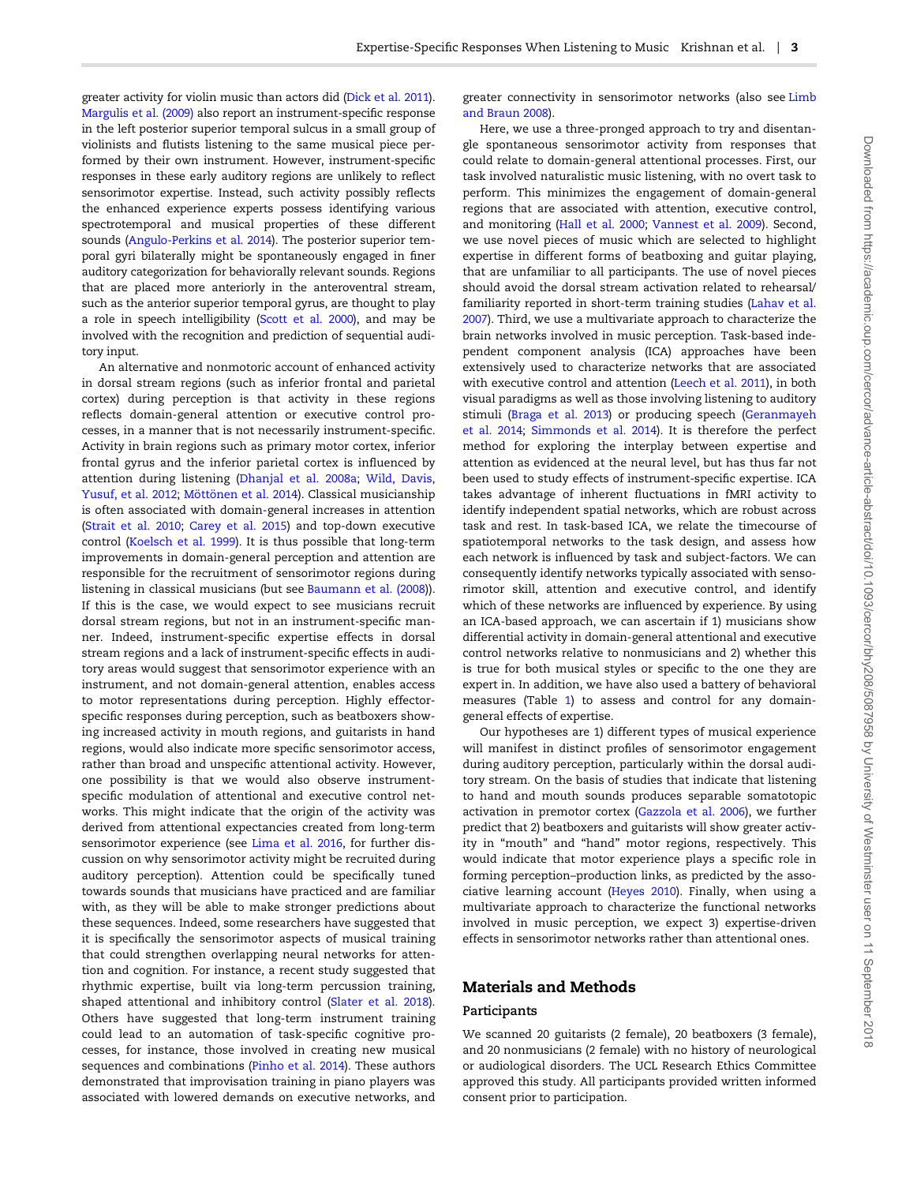greater activity for violin music than actors did (Dick et al. 2011). Margulis et al. (2009) also report an instrument-specific response in the left posterior superior temporal sulcus in a small group of violinists and flutists listening to the same musical piece performed by their own instrument. However, instrument-specific responses in these early auditory regions are unlikely to reflect sensorimotor expertise. Instead, such activity possibly reflects the enhanced experience experts possess identifying various spectrotemporal and musical properties of these different sounds (Angulo-Perkins et al. 2014). The posterior superior temporal gyri bilaterally might be spontaneously engaged in finer auditory categorization for behaviorally relevant sounds. Regions that are placed more anteriorly in the anteroventral stream, such as the anterior superior temporal gyrus, are thought to play a role in speech intelligibility (Scott et al. 2000), and may be involved with the recognition and prediction of sequential auditory input.

An alternative and nonmotoric account of enhanced activity in dorsal stream regions (such as inferior frontal and parietal cortex) during perception is that activity in these regions reflects domain-general attention or executive control processes, in a manner that is not necessarily instrument-specific. Activity in brain regions such as primary motor cortex, inferior frontal gyrus and the inferior parietal cortex is influenced by attention during listening (Dhanjal et al. 2008a; Wild, Davis, Yusuf, et al. 2012; Möttönen et al. 2014). Classical musicianship is often associated with domain-general increases in attention (Strait et al. 2010; Carey et al. 2015) and top-down executive control (Koelsch et al. 1999). It is thus possible that long-term improvements in domain-general perception and attention are responsible for the recruitment of sensorimotor regions during listening in classical musicians (but see Baumann et al. (2008)). If this is the case, we would expect to see musicians recruit dorsal stream regions, but not in an instrument-specific manner. Indeed, instrument-specific expertise effects in dorsal stream regions and a lack of instrument-specific effects in auditory areas would suggest that sensorimotor experience with an instrument, and not domain-general attention, enables access to motor representations during perception. Highly effector-specific responses during perception, such as beatboxers showing increased activity in mouth regions, and guitarists in hand regions, would also indicate more specific sensorimotor access, rather than broad and unspecific attentional activity. However, one possibility is that we would also observe instrument-specific modulation of attentional and executive control networks. This might indicate that the origin of the activity was derived from attentional expectancies created from long-term sensorimotor experience (see Lima et al. 2016, for further discussion on why sensorimotor activity might be recruited during auditory perception). Attention could be specifically tuned towards sounds that musicians have practiced and are familiar with, as they will be able to make stronger predictions about these sequences. Indeed, some researchers have suggested that it is specifically the sensorimotor aspects of musical training that could strengthen overlapping neural networks for attention and cognition. For instance, a recent study suggested that rhythmic expertise, built via long-term percussion training, shaped attentional and inhibitory control (Slater et al. 2018). Others have suggested that long-term instrument training could lead to an automation of task-specific cognitive processes, for instance, those involved in creating new musical sequences and combinations (Pinho et al. 2014). These authors demonstrated that improvisation training in piano players was associated with lowered demands on executive networks, and greater connectivity in sensorimotor networks (also see Limb and Braun 2008).

Here, we use a three-pronged approach to try and disentangle spontaneous sensorimotor activity from responses that could relate to domain-general attentional processes. First, our task involved naturalistic music listening, with no overt task to perform. This minimizes the engagement of domain-general regions that are associated with attention, executive control, and monitoring (Hall et al. 2000; Vannest et al. 2009). Second, we use novel pieces of music which are selected to highlight expertise in different forms of beatboxing and guitar playing, that are unfamiliar to all participants. The use of novel pieces should avoid the dorsal stream activation related to rehearsal/familiarity reported in short-term training studies (Lahav et al. 2007). Third, we use a multivariate approach to characterize the brain networks involved in music perception. Task-based independent component analysis (ICA) approaches have been extensively used to characterize networks that are associated with executive control and attention (Leech et al. 2011), in both visual paradigms as well as those involving listening to auditory stimuli (Braga et al. 2013) or producing speech (Geranmayeh et al. 2014; Simmonds et al. 2014). It is therefore the perfect method for exploring the interplay between expertise and attention as evidenced at the neural level, but has thus far not been used to study effects of instrument-specific expertise. ICA takes advantage of inherent fluctuations in fMRI activity to identify independent spatial networks, which are robust across task and rest. In task-based ICA, we relate the timecourse of spatiotemporal networks to the task design, and assess how each network is influenced by task and subject-factors. We can consequently identify networks typically associated with sensorimotor skill, attention and executive control, and identify which of these networks are influenced by experience. By using an ICA-based approach, we can ascertain if 1) musicians show differential activity in domain-general attentional and executive control networks relative to nonmusicians and 2) whether this is true for both musical styles or specific to the one they are expert in. In addition, we have also used a battery of behavioral measures (Table 1) to assess and control for any domain-general effects of expertise.

Our hypotheses are 1) different types of musical experience will manifest in distinct profiles of sensorimotor engagement during auditory perception, particularly within the dorsal auditory stream. On the basis of studies that indicate that listening to hand and mouth sounds produces separable somatotopic activation in premotor cortex (Gazzola et al. 2006), we further predict that 2) beatboxers and guitarists will show greater activity in "mouth" and "hand" motor regions, respectively. This would indicate that motor experience plays a specific role in forming perception–production links, as predicted by the associative learning account (Heyes 2010). Finally, when using a multivariate approach to characterize the functional networks involved in music perception, we expect 3) expertise-driven effects in sensorimotor networks rather than attentional ones.

## Materials and Methods

### Participants

We scanned 20 guitarists (2 female), 20 beatboxers (3 female), and 20 nonmusicians (2 female) with no history of neurological or audiological disorders. The UCL Research Ethics Committee approved this study. All participants provided written informed consent prior to participation.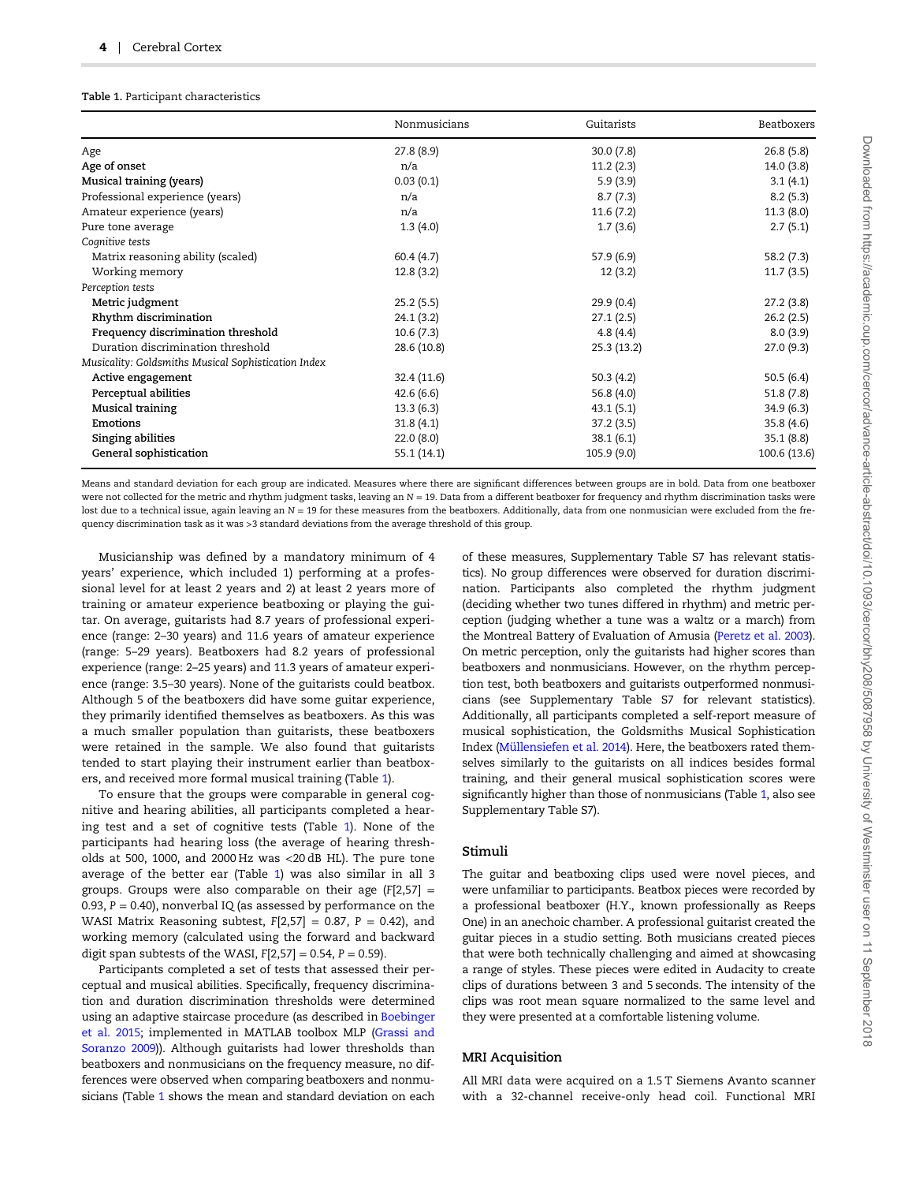**Table 1.** Participant characteristics

| | Nonmusicians | Guitarists | Beatboxers |
|---|---|---|---|
| Age | 27.8 (8.9) | 30.0 (7.8) | 26.8 (5.8) |
| **Age of onset** | n/a | 11.2 (2.3) | 14.0 (3.8) |
| **Musical training (years)** | 0.03 (0.1) | 5.9 (3.9) | 3.1 (4.1) |
| Professional experience (years) | n/a | 8.7 (7.3) | 8.2 (5.3) |
| Amateur experience (years) | n/a | 11.6 (7.2) | 11.3 (8.0) |
| Pure tone average | 1.3 (4.0) | 1.7 (3.6) | 2.7 (5.1) |
| *Cognitive tests* | | | |
| Matrix reasoning ability (scaled) | 60.4 (4.7) | 57.9 (6.9) | 58.2 (7.3) |
| Working memory | 12.8 (3.2) | 12 (3.2) | 11.7 (3.5) |
| *Perception tests* | | | |
| **Metric judgment** | 25.2 (5.5) | 29.9 (0.4) | 27.2 (3.8) |
| **Rhythm discrimination** | 24.1 (3.2) | 27.1 (2.5) | 26.2 (2.5) |
| **Frequency discrimination threshold** | 10.6 (7.3) | 4.8 (4.4) | 8.0 (3.9) |
| Duration discrimination threshold | 28.6 (10.8) | 25.3 (13.2) | 27.0 (9.3) |
| *Musicality: Goldsmiths Musical Sophistication Index* | | | |
| **Active engagement** | 32.4 (11.6) | 50.3 (4.2) | 50.5 (6.4) |
| **Perceptual abilities** | 42.6 (6.6) | 56.8 (4.0) | 51.8 (7.8) |
| **Musical training** | 13.3 (6.3) | 43.1 (5.1) | 34.9 (6.3) |
| **Emotions** | 31.8 (4.1) | 37.2 (3.5) | 35.8 (4.6) |
| **Singing abilities** | 22.0 (8.0) | 38.1 (6.1) | 35.1 (8.8) |
| **General sophistication** | 55.1 (14.1) | 105.9 (9.0) | 100.6 (13.6) |

Means and standard deviation for each group are indicated. Measures where there are significant differences between groups are in bold. Data from one beatboxer were not collected for the metric and rhythm judgment tasks, leaving an N = 19. Data from a different beatboxer for frequency and rhythm discrimination tasks were lost due to a technical issue, again leaving an N = 19 for these measures from the beatboxers. Additionally, data from one nonmusician were excluded from the frequency discrimination task as it was >3 standard deviations from the average threshold of this group.

Musicianship was defined by a mandatory minimum of 4 years' experience, which included 1) performing at a professional level for at least 2 years and 2) at least 2 years more of training or amateur experience beatboxing or playing the guitar. On average, guitarists had 8.7 years of professional experience (range: 2–30 years) and 11.6 years of amateur experience (range: 5–29 years). Beatboxers had 8.2 years of professional experience (range: 2–25 years) and 11.3 years of amateur experience (range: 3.5–30 years). None of the guitarists could beatbox. Although 5 of the beatboxers did have some guitar experience, they primarily identified themselves as beatboxers. As this was a much smaller population than guitarists, these beatboxers were retained in the sample. We also found that guitarists tended to start playing their instrument earlier than beatboxers, and received more formal musical training (Table 1).

To ensure that the groups were comparable in general cognitive and hearing abilities, all participants completed a hearing test and a set of cognitive tests (Table 1). None of the participants had hearing loss (the average of hearing thresholds at 500, 1000, and 2000 Hz was <20 dB HL). The pure tone average of the better ear (Table 1) was also similar in all 3 groups. Groups were also comparable on their age ($F[2,57] = 0.93$, $P = 0.40$), nonverbal IQ (as assessed by performance on the WASI Matrix Reasoning subtest, $F[2,57] = 0.87$, $P = 0.42$), and working memory (calculated using the forward and backward digit span subtests of the WASI, $F[2,57] = 0.54$, $P = 0.59$).

Participants completed a set of tests that assessed their perceptual and musical abilities. Specifically, frequency discrimination and duration discrimination thresholds were determined using an adaptive staircase procedure (as described in Boebinger et al. 2015; implemented in MATLAB toolbox MLP (Grassi and Soranzo 2009)). Although guitarists had lower thresholds than beatboxers and nonmusicians on the frequency measure, no differences were observed when comparing beatboxers and nonmusicians (Table 1 shows the mean and standard deviation on each of these measures, Supplementary Table S7 has relevant statistics). No group differences were observed for duration discrimination. Participants also completed the rhythm judgment (deciding whether two tunes differed in rhythm) and metric perception (judging whether a tune was a waltz or a march) from the Montreal Battery of Evaluation of Amusia (Peretz et al. 2003). On metric perception, only the guitarists had higher scores than beatboxers and nonmusicians. However, on the rhythm perception test, both beatboxers and guitarists outperformed nonmusicians (see Supplementary Table S7 for relevant statistics). Additionally, all participants completed a self-report measure of musical sophistication, the Goldsmiths Musical Sophistication Index (Müllensiefen et al. 2014). Here, the beatboxers rated themselves similarly to the guitarists on all indices besides formal training, and their general musical sophistication scores were significantly higher than those of nonmusicians (Table 1, also see Supplementary Table S7).

## Stimuli

The guitar and beatboxing clips used were novel pieces, and were unfamiliar to participants. Beatbox pieces were recorded by a professional beatboxer (H.Y., known professionally as Reeps One) in an anechoic chamber. A professional guitarist created the guitar pieces in a studio setting. Both musicians created pieces that were both technically challenging and aimed at showcasing a range of styles. These pieces were edited in Audacity to create clips of durations between 3 and 5 seconds. The intensity of the clips was root mean square normalized to the same level and they were presented at a comfortable listening volume.

## MRI Acquisition

All MRI data were acquired on a 1.5 T Siemens Avanto scanner with a 32-channel receive-only head coil. Functional MRI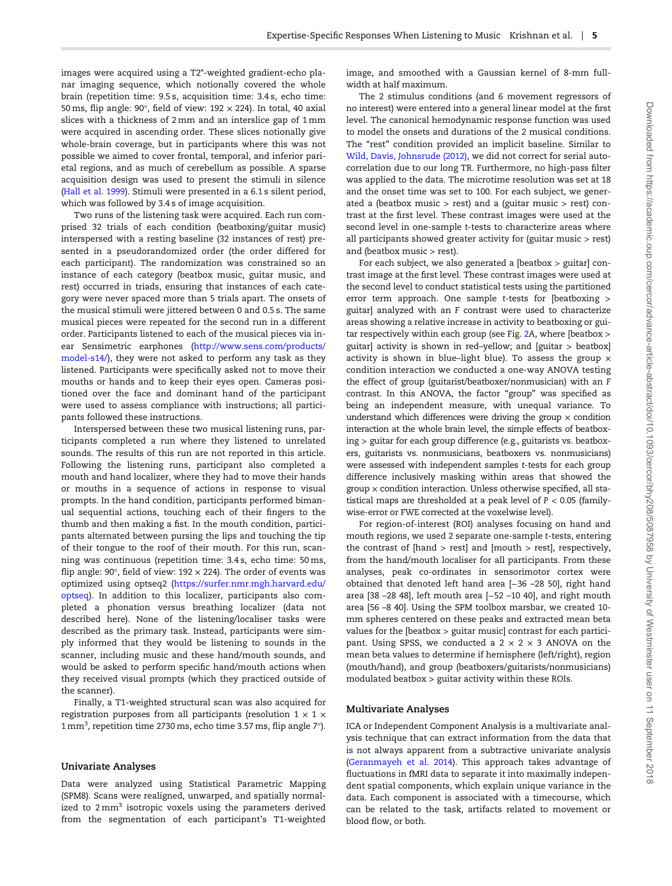images were acquired using a T2*-weighted gradient-echo planar imaging sequence, which notionally covered the whole brain (repetition time: 9.5 s, acquisition time: 3.4 s, echo time: 50 ms, flip angle: 90°, field of view: 192 × 224). In total, 40 axial slices with a thickness of 2 mm and an interslice gap of 1 mm were acquired in ascending order. These slices notionally give whole-brain coverage, but in participants where this was not possible we aimed to cover frontal, temporal, and inferior parietal regions, and as much of cerebellum as possible. A sparse acquisition design was used to present the stimuli in silence (Hall et al. 1999). Stimuli were presented in a 6.1 s silent period, which was followed by 3.4 s of image acquisition.

Two runs of the listening task were acquired. Each run comprised 32 trials of each condition (beatboxing/guitar music) interspersed with a resting baseline (32 instances of rest) presented in a pseudorandomized order (the order differed for each participant). The randomization was constrained so an instance of each category (beatbox music, guitar music, and rest) occurred in triads, ensuring that instances of each category were never spaced more than 5 trials apart. The onsets of the musical stimuli were jittered between 0 and 0.5 s. The same musical pieces were repeated for the second run in a different order. Participants listened to each of the musical pieces via in-ear Sensimetric earphones (http://www.sens.com/products/model-s14/), they were not asked to perform any task as they listened. Participants were specifically asked not to move their mouths or hands and to keep their eyes open. Cameras positioned over the face and dominant hand of the participant were used to assess compliance with instructions; all participants followed these instructions.

Interspersed between these two musical listening runs, participants completed a run where they listened to unrelated sounds. The results of this run are not reported in this article. Following the listening runs, participant also completed a mouth and hand localizer, where they had to move their hands or mouths in a sequence of actions in response to visual prompts. In the hand condition, participants performed bimanual sequential actions, touching each of their fingers to the thumb and then making a fist. In the mouth condition, participants alternated between pursing the lips and touching the tip of their tongue to the roof of their mouth. For this run, scanning was continuous (repetition time: 3.4 s, echo time: 50 ms, flip angle: 90°, field of view: 192 × 224). The order of events was optimized using optseq2 (https://surfer.nmr.mgh.harvard.edu/optseq). In addition to this localizer, participants also completed a phonation versus breathing localizer (data not described here). None of the listening/localiser tasks were described as the primary task. Instead, participants were simply informed that they would be listening to sounds in the scanner, including music and these hand/mouth sounds, and would be asked to perform specific hand/mouth actions when they received visual prompts (which they practiced outside of the scanner).

Finally, a T1-weighted structural scan was also acquired for registration purposes from all participants (resolution 1 × 1 × 1 mm$^3$, repetition time 2730 ms, echo time 3.57 ms, flip angle 7°).

## Univariate Analyses

Data were analyzed using Statistical Parametric Mapping (SPM8). Scans were realigned, unwarped, and spatially normalized to 2 mm$^3$ isotropic voxels using the parameters derived from the segmentation of each participant's T1-weighted image, and smoothed with a Gaussian kernel of 8-mm full-width at half maximum.

The 2 stimulus conditions (and 6 movement regressors of no interest) were entered into a general linear model at the first level. The canonical hemodynamic response function was used to model the onsets and durations of the 2 musical conditions. The "rest" condition provided an implicit baseline. Similar to Wild, Davis, Johnsrude (2012), we did not correct for serial autocorrelation due to our long TR. Furthermore, no high-pass filter was applied to the data. The microtime resolution was set at 18 and the onset time was set to 100. For each subject, we generated a (beatbox music > rest) and a (guitar music > rest) contrast at the first level. These contrast images were used at the second level in one-sample t-tests to characterize areas where all participants showed greater activity for (guitar music > rest) and (beatbox music > rest).

For each subject, we also generated a [beatbox > guitar] contrast image at the first level. These contrast images were used at the second level to conduct statistical tests using the partitioned error term approach. One sample t-tests for [beatboxing > guitar] analyzed with an F contrast were used to characterize areas showing a relative increase in activity to beatboxing or guitar respectively within each group (see Fig. 2A, where [beatbox > guitar] activity is shown in red–yellow; and [guitar > beatbox] activity is shown in blue–light blue). To assess the group × condition interaction we conducted a one-way ANOVA testing the effect of group (guitarist/beatboxer/nonmusician) with an F contrast. In this ANOVA, the factor "group" was specified as being an independent measure, with unequal variance. To understand which differences were driving the group × condition interaction at the whole brain level, the simple effects of beatboxing > guitar for each group difference (e.g., guitarists vs. beatboxers, guitarists vs. nonmusicians, beatboxers vs. nonmusicians) were assessed with independent samples t-tests for each group difference inclusively masking within areas that showed the group × condition interaction. Unless otherwise specified, all statistical maps are thresholded at a peak level of $P < 0.05$ (family-wise-error or FWE corrected at the voxelwise level).

For region-of-interest (ROI) analyses focusing on hand and mouth regions, we used 2 separate one-sample t-tests, entering the contrast of [hand > rest] and [mouth > rest], respectively, from the hand/mouth localiser for all participants. From these analyses, peak co-ordinates in sensorimotor cortex were obtained that denoted left hand area [−36 −28 50], right hand area [38 −28 48], left mouth area [−52 −10 40], and right mouth area [56 −8 40]. Using the SPM toolbox marsbar, we created 10-mm spheres centered on these peaks and extracted mean beta values for the [beatbox > guitar music] contrast for each participant. Using SPSS, we conducted a 2 × 2 × 3 ANOVA on the mean beta values to determine if hemisphere (left/right), region (mouth/hand), and group (beatboxers/guitarists/nonmusicians) modulated beatbox > guitar activity within these ROIs.

## Multivariate Analyses

ICA or Independent Component Analysis is a multivariate analysis technique that can extract information from the data that is not always apparent from a subtractive univariate analysis (Geranmayeh et al. 2014). This approach takes advantage of fluctuations in fMRI data to separate it into maximally independent spatial components, which explain unique variance in the data. Each component is associated with a timecourse, which can be related to the task, artifacts related to movement or blood flow, or both.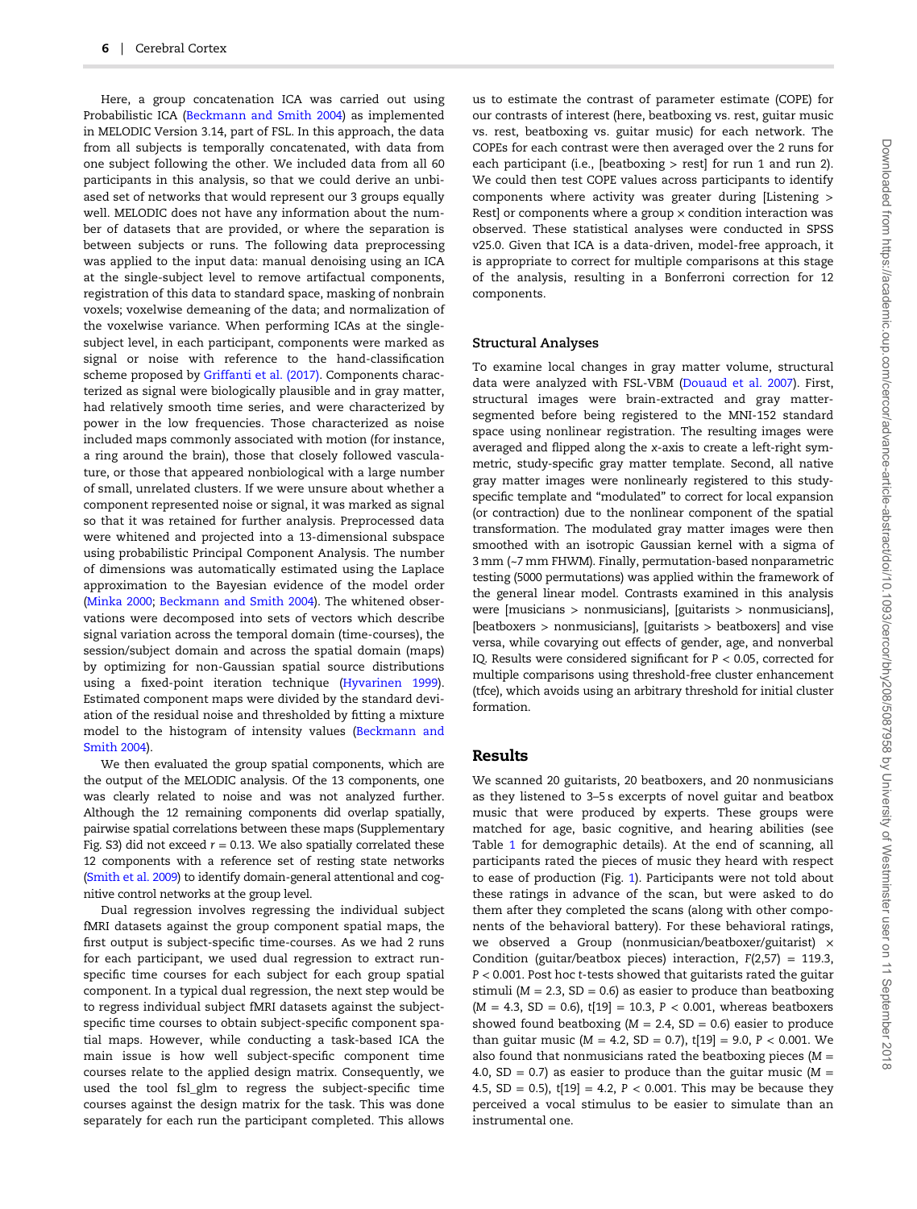Here, a group concatenation ICA was carried out using Probabilistic ICA (Beckmann and Smith 2004) as implemented in MELODIC Version 3.14, part of FSL. In this approach, the data from all subjects is temporally concatenated, with data from one subject following the other. We included data from all 60 participants in this analysis, so that we could derive an unbiased set of networks that would represent our 3 groups equally well. MELODIC does not have any information about the number of datasets that are provided, or where the separation is between subjects or runs. The following data preprocessing was applied to the input data: manual denoising using an ICA at the single-subject level to remove artifactual components, registration of this data to standard space, masking of nonbrain voxels; voxelwise demeaning of the data; and normalization of the voxelwise variance. When performing ICAs at the single-subject level, in each participant, components were marked as signal or noise with reference to the hand-classification scheme proposed by Griffanti et al. (2017). Components characterized as signal were biologically plausible and in gray matter, had relatively smooth time series, and were characterized by power in the low frequencies. Those characterized as noise included maps commonly associated with motion (for instance, a ring around the brain), those that closely followed vasculature, or those that appeared nonbiological with a large number of small, unrelated clusters. If we were unsure about whether a component represented noise or signal, it was marked as signal so that it was retained for further analysis. Preprocessed data were whitened and projected into a 13-dimensional subspace using probabilistic Principal Component Analysis. The number of dimensions was automatically estimated using the Laplace approximation to the Bayesian evidence of the model order (Minka 2000; Beckmann and Smith 2004). The whitened observations were decomposed into sets of vectors which describe signal variation across the temporal domain (time-courses), the session/subject domain and across the spatial domain (maps) by optimizing for non-Gaussian spatial source distributions using a fixed-point iteration technique (Hyvarinen 1999). Estimated component maps were divided by the standard deviation of the residual noise and thresholded by fitting a mixture model to the histogram of intensity values (Beckmann and Smith 2004).

We then evaluated the group spatial components, which are the output of the MELODIC analysis. Of the 13 components, one was clearly related to noise and was not analyzed further. Although the 12 remaining components did overlap spatially, pairwise spatial correlations between these maps (Supplementary Fig. S3) did not exceed $r = 0.13$. We also spatially correlated these 12 components with a reference set of resting state networks (Smith et al. 2009) to identify domain-general attentional and cognitive control networks at the group level.

Dual regression involves regressing the individual subject fMRI datasets against the group component spatial maps, the first output is subject-specific time-courses. As we had 2 runs for each participant, we used dual regression to extract run-specific time courses for each subject for each group spatial component. In a typical dual regression, the next step would be to regress individual subject fMRI datasets against the subject-specific time courses to obtain subject-specific component spatial maps. However, while conducting a task-based ICA the main issue is how well subject-specific component time courses relate to the applied design matrix. Consequently, we used the tool fsl_glm to regress the subject-specific time courses against the design matrix for the task. This was done separately for each run the participant completed. This allows us to estimate the contrast of parameter estimate (COPE) for our contrasts of interest (here, beatboxing vs. rest, guitar music vs. rest, beatboxing vs. guitar music) for each network. The COPEs for each contrast were then averaged over the 2 runs for each participant (i.e., [beatboxing > rest] for run 1 and run 2). We could then test COPE values across participants to identify components where activity was greater during [Listening > Rest] or components where a group × condition interaction was observed. These statistical analyses were conducted in SPSS v25.0. Given that ICA is a data-driven, model-free approach, it is appropriate to correct for multiple comparisons at this stage of the analysis, resulting in a Bonferroni correction for 12 components.

### Structural Analyses

To examine local changes in gray matter volume, structural data were analyzed with FSL-VBM (Douaud et al. 2007). First, structural images were brain-extracted and gray matter-segmented before being registered to the MNI-152 standard space using nonlinear registration. The resulting images were averaged and flipped along the x-axis to create a left-right symmetric, study-specific gray matter template. Second, all native gray matter images were nonlinearly registered to this study-specific template and "modulated" to correct for local expansion (or contraction) due to the nonlinear component of the spatial transformation. The modulated gray matter images were then smoothed with an isotropic Gaussian kernel with a sigma of 3 mm (~7 mm FWHM). Finally, permutation-based nonparametric testing (5000 permutations) was applied within the framework of the general linear model. Contrasts examined in this analysis were [musicians > nonmusicians], [guitarists > nonmusicians], [beatboxers > nonmusicians], [guitarists > beatboxers] and vise versa, while covarying out effects of gender, age, and nonverbal IQ. Results were considered significant for $P < 0.05$, corrected for multiple comparisons using threshold-free cluster enhancement (tfce), which avoids using an arbitrary threshold for initial cluster formation.

## Results

We scanned 20 guitarists, 20 beatboxers, and 20 nonmusicians as they listened to 3–5 s excerpts of novel guitar and beatbox music that were produced by experts. These groups were matched for age, basic cognitive, and hearing abilities (see Table 1 for demographic details). At the end of scanning, all participants rated the pieces of music they heard with respect to ease of production (Fig. 1). Participants were not told about these ratings in advance of the scan, but were asked to do them after they completed the scans (along with other components of the behavioral battery). For these behavioral ratings, we observed a Group (nonmusician/beatboxer/guitarist) × Condition (guitar/beatbox pieces) interaction, $F(2,57) = 119.3$, $P < 0.001$. Post hoc t-tests showed that guitarists rated the guitar stimuli ($M = 2.3$, $SD = 0.6$) as easier to produce than beatboxing ($M = 4.3$, $SD = 0.6$), $t[19] = 10.3$, $P < 0.001$, whereas beatboxers showed found beatboxing ($M = 2.4$, $SD = 0.6$) easier to produce than guitar music ($M = 4.2$, $SD = 0.7$), $t[19] = 9.0$, $P < 0.001$. We also found that nonmusicians rated the beatboxing pieces ($M = 4.0$, $SD = 0.7$) as easier to produce than the guitar music ($M = 4.5$, $SD = 0.5$), $t[19] = 4.2$, $P < 0.001$. This may be because they perceived a vocal stimulus to be easier to simulate than an instrumental one.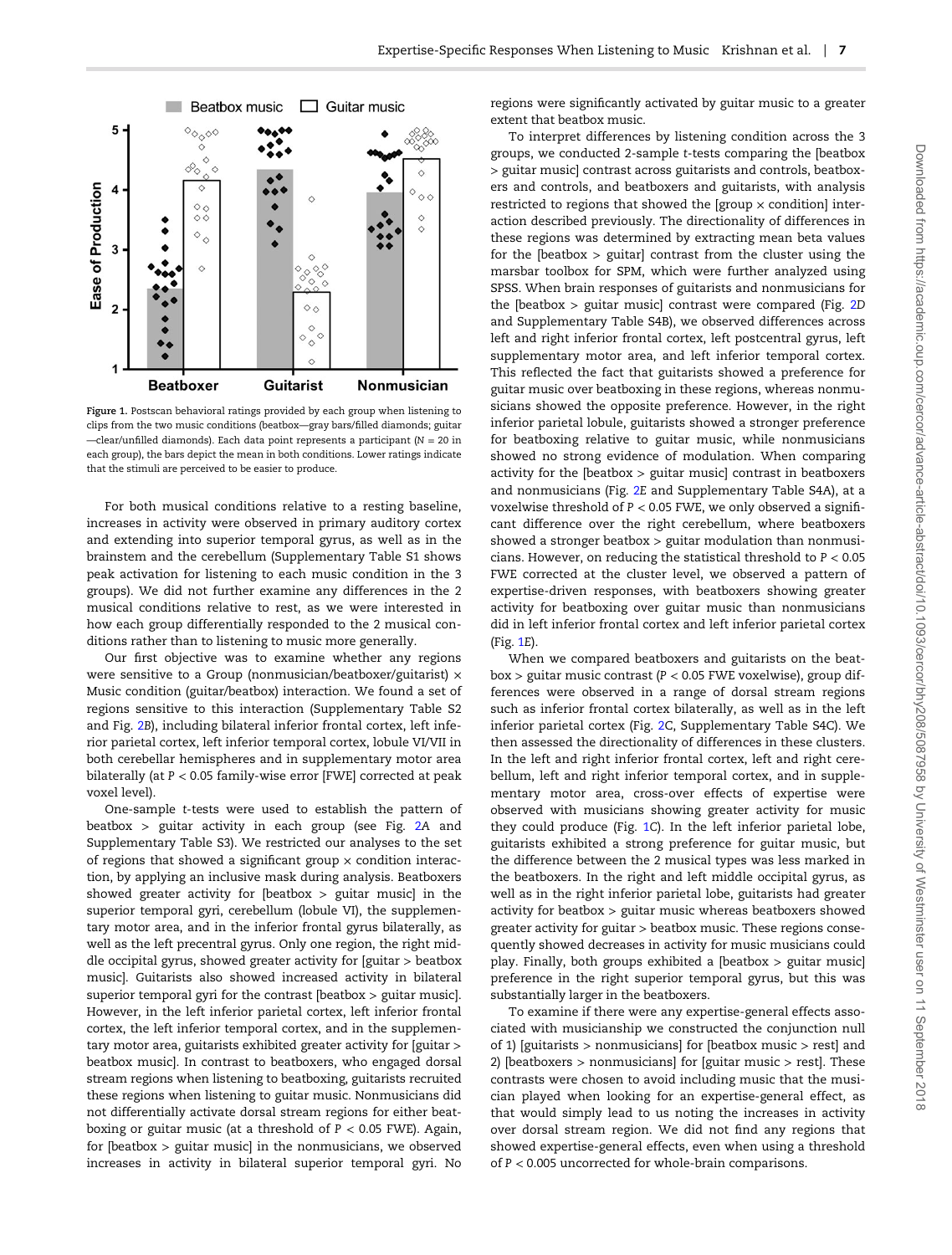Figure 1. Postscan behavioral ratings provided by each group when listening to clips from the two music conditions (beatbox—gray bars/filled diamonds; guitar—clear/unfilled diamonds). Each data point represents a participant ($N = 20$ in each group), the bars depict the mean in both conditions. Lower ratings indicate that the stimuli are perceived to be easier to produce.

For both musical conditions relative to a resting baseline, increases in activity were observed in primary auditory cortex and extending into superior temporal gyrus, as well as in the brainstem and the cerebellum (Supplementary Table S1 shows peak activation for listening to each music condition in the 3 groups). We did not further examine any differences in the 2 musical conditions relative to rest, as we were interested in how each group differentially responded to the 2 musical conditions rather than to listening to music more generally.

Our first objective was to examine whether any regions were sensitive to a Group (nonmusician/beatboxer/guitarist) × Music condition (guitar/beatbox) interaction. We found a set of regions sensitive to this interaction (Supplementary Table S2 and Fig. 2B), including bilateral inferior frontal cortex, left inferior parietal cortex, left inferior temporal cortex, lobule VI/VII in both cerebellar hemispheres and in supplementary motor area bilaterally (at $P < 0.05$ family-wise error [FWE] corrected at peak voxel level).

One-sample t-tests were used to establish the pattern of beatbox > guitar activity in each group (see Fig. 2A and Supplementary Table S3). We restricted our analyses to the set of regions that showed a significant group × condition interaction, by applying an inclusive mask during analysis. Beatboxers showed greater activity for [beatbox > guitar music] in the superior temporal gyri, cerebellum (lobule VI), the supplementary motor area, and in the inferior frontal gyrus bilaterally, as well as the left precentral gyrus. Only one region, the right middle occipital gyrus, showed greater activity for [guitar > beatbox music]. Guitarists also showed increased activity in bilateral superior temporal gyri for the contrast [beatbox > guitar music]. However, in the left inferior parietal cortex, left inferior frontal cortex, the left inferior temporal cortex, and in the supplementary motor area, guitarists exhibited greater activity for [guitar > beatbox music]. In contrast to beatboxers, who engaged dorsal stream regions when listening to beatboxing, guitarists recruited these regions when listening to guitar music. Nonmusicians did not differentially activate dorsal stream regions for either beatboxing or guitar music (at a threshold of $P < 0.05$ FWE). Again, for [beatbox > guitar music] in the nonmusicians, we observed increases in activity in bilateral superior temporal gyri. No regions were significantly activated by guitar music to a greater extent that beatbox music.

To interpret differences by listening condition across the 3 groups, we conducted 2-sample t-tests comparing the [beatbox > guitar music] contrast across guitarists and controls, beatboxers and controls, and beatboxers and guitarists, with analysis restricted to regions that showed the [group × condition] interaction described previously. The directionality of differences in these regions was determined by extracting mean beta values for the [beatbox > guitar] contrast from the cluster using the marsbar toolbox for SPM, which were further analyzed using SPSS. When brain responses of guitarists and nonmusicians for the [beatbox > guitar music] contrast were compared (Fig. 2D and Supplementary Table S4B), we observed differences across left and right inferior frontal cortex, left postcentral gyrus, left supplementary motor area, and left inferior temporal cortex. This reflected the fact that guitarists showed a preference for guitar music over beatboxing in these regions, whereas nonmusicians showed the opposite preference. However, in the right inferior parietal lobule, guitarists showed a stronger preference for beatboxing relative to guitar music, while nonmusicians showed no strong evidence of modulation. When comparing activity for the [beatbox > guitar music] contrast in beatboxers and nonmusicians (Fig. 2E and Supplementary Table S4A), at a voxelwise threshold of $P < 0.05$ FWE, we only observed a significant difference over the right cerebellum, where beatboxers showed a stronger beatbox > guitar modulation than nonmusicians. However, on reducing the statistical threshold to $P < 0.05$ FWE corrected at the cluster level, we observed a pattern of expertise-driven responses, with beatboxers showing greater activity for beatboxing over guitar music than nonmusicians did in left inferior frontal cortex and left inferior parietal cortex (Fig. 1E).

When we compared beatboxers and guitarists on the beatbox > guitar music contrast ($P < 0.05$ FWE voxelwise), group differences were observed in a range of dorsal stream regions such as inferior frontal cortex bilaterally, as well as in the left inferior parietal cortex (Fig. 2C, Supplementary Table S4C). We then assessed the directionality of differences in these clusters. In the left and right inferior frontal cortex, left and right cerebellum, left and right inferior temporal cortex, and in supplementary motor area, cross-over effects of expertise were observed with musicians showing greater activity for music they could produce (Fig. 1C). In the left inferior parietal lobe, guitarists exhibited a strong preference for guitar music, but the difference between the 2 musical types was less marked in the beatboxers. In the right and left middle occipital gyrus, as well as in the right inferior parietal lobe, guitarists had greater activity for beatbox > guitar music whereas beatboxers showed greater activity for guitar > beatbox music. These regions consequently showed decreases in activity for music musicians could play. Finally, both groups exhibited a [beatbox > guitar music] preference in the right superior temporal gyrus, but this was substantially larger in the beatboxers.

To examine if there were any expertise-general effects associated with musicianship we constructed the conjunction null of 1) [guitarists > nonmusicians] for [beatbox music > rest] and 2) [beatboxers > nonmusicians] for [guitar music > rest]. These contrasts were chosen to avoid including music that the musician played when looking for an expertise-general effect, as that would simply lead to us noting the increases in activity over dorsal stream region. We did not find any regions that showed expertise-general effects, even when using a threshold of $P < 0.005$ uncorrected for whole-brain comparisons.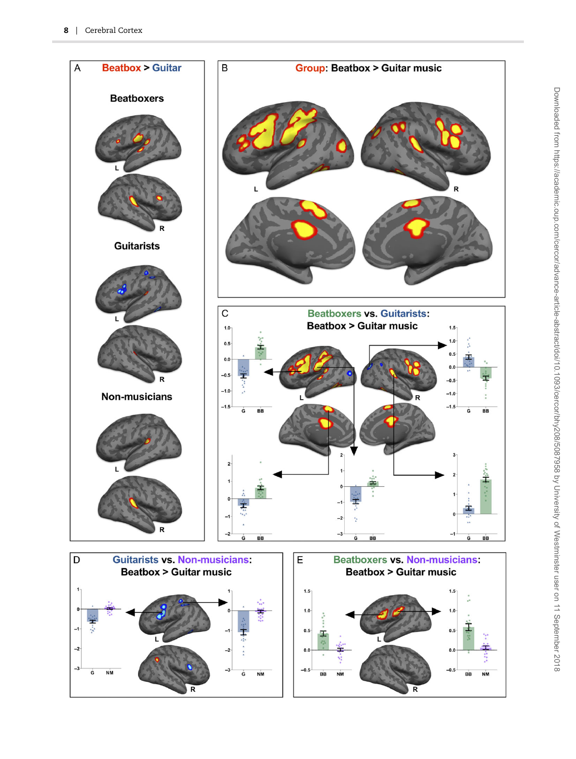A Beatbox > Guitar

Beatboxers

Guitarists

Non-musicians

B Group: Beatbox > Guitar music

C Beatboxers vs. Guitarists: Beatbox > Guitar music

D Guitarists vs. Non-musicians: Beatbox > Guitar music

E Beatboxers vs. Non-musicians: Beatbox > Guitar music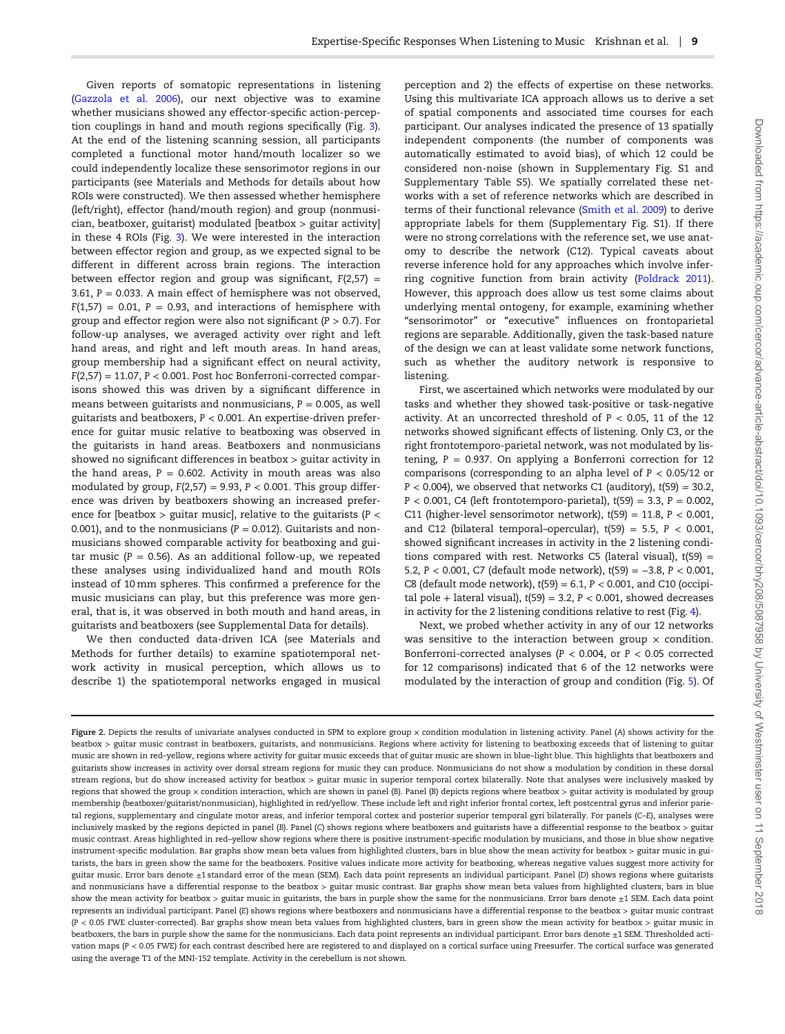Given reports of somatopic representations in listening (Gazzola et al. 2006), our next objective was to examine whether musicians showed any effector-specific action-perception couplings in hand and mouth regions specifically (Fig. 3). At the end of the listening scanning session, all participants completed a functional motor hand/mouth localizer so we could independently localize these sensorimotor regions in our participants (see Materials and Methods for details about how ROIs were constructed). We then assessed whether hemisphere (left/right), effector (hand/mouth region) and group (nonmusician, beatboxer, guitarist) modulated [beatbox > guitar activity] in these 4 ROIs (Fig. 3). We were interested in the interaction between effector region and group, as we expected signal to be different in different across brain regions. The interaction between effector region and group was significant, $F(2,57) = 3.61$, $P = 0.033$. A main effect of hemisphere was not observed, $F(1,57) = 0.01$, $P = 0.93$, and interactions of hemisphere with group and effector region were also not significant ($P > 0.7$). For follow-up analyses, we averaged activity over right and left hand areas, and right and left mouth areas. In hand areas, group membership had a significant effect on neural activity, $F(2,57) = 11.07$, $P < 0.001$. Post hoc Bonferroni-corrected comparisons showed this was driven by a significant difference in means between guitarists and nonmusicians, $P = 0.005$, as well guitarists and beatboxers, $P < 0.001$. An expertise-driven preference for guitar music relative to beatboxing was observed in the guitarists in hand areas. Beatboxers and nonmusicians showed no significant differences in beatbox > guitar activity in the hand areas, $P = 0.602$. Activity in mouth areas was also modulated by group, $F(2,57) = 9.93$, $P < 0.001$. This group difference was driven by beatboxers showing an increased preference for [beatbox > guitar music], relative to the guitarists ($P < 0.001$), and to the nonmusicians ($P = 0.012$). Guitarists and nonmusicians showed comparable activity for beatboxing and guitar music ($P = 0.56$). As an additional follow-up, we repeated these analyses using individualized hand and mouth ROIs instead of 10 mm spheres. This confirmed a preference for the music musicians can play, but this preference was more general, that is, it was observed in both mouth and hand areas, in guitarists and beatboxers (see Supplemental Data for details).

We then conducted data-driven ICA (see Materials and Methods for further details) to examine spatiotemporal network activity in musical perception, which allows us to describe 1) the spatiotemporal networks engaged in musical perception and 2) the effects of expertise on these networks. Using this multivariate ICA approach allows us to derive a set of spatial components and associated time courses for each participant. Our analyses indicated the presence of 13 spatially independent components (the number of components was automatically estimated to avoid bias), of which 12 could be considered non-noise (shown in Supplementary Fig. S1 and Supplementary Table S5). We spatially correlated these networks with a set of reference networks which are described in terms of their functional relevance (Smith et al. 2009) to derive appropriate labels for them (Supplementary Fig. S1). If there were no strong correlations with the reference set, we use anatomy to describe the network (C12). Typical caveats about reverse inference hold for any approaches which involve inferring cognitive function from brain activity (Poldrack 2011). However, this approach does allow us test some claims about underlying mental ontogeny, for example, examining whether "sensorimotor" or "executive" influences on frontoparietal regions are separable. Additionally, given the task-based nature of the design we can at least validate some network functions, such as whether the auditory network is responsive to listening.

First, we ascertained which networks were modulated by our tasks and whether they showed task-positive or task-negative activity. At an uncorrected threshold of $P < 0.05$, 11 of the 12 networks showed significant effects of listening. Only C3, or the right frontotemporo-parietal network, was not modulated by listening, $P = 0.937$. On applying a Bonferroni correction for 12 comparisons (corresponding to an alpha level of $P < 0.05/12$ or $P < 0.004$), we observed that networks C1 (auditory), $t(59) = 30.2$, $P < 0.001$, C4 (left frontotemporo-parietal), $t(59) = 3.3$, $P = 0.002$, C11 (higher-level sensorimotor network), $t(59) = 11.8$, $P < 0.001$, and C12 (bilateral temporal–opercular), $t(59) = 5.5$, $P < 0.001$, showed significant increases in activity in the 2 listening conditions compared with rest. Networks C5 (lateral visual), $t(59) = 5.2$, $P < 0.001$, C7 (default mode network), $t(59) = -3.8$, $P < 0.001$, C8 (default mode network), $t(59) = 6.1$, $P < 0.001$, and C10 (occipital pole + lateral visual), $t(59) = 3.2$, $P < 0.001$, showed decreases in activity for the 2 listening conditions relative to rest (Fig. 4).

Next, we probed whether activity in any of our 12 networks was sensitive to the interaction between group × condition. Bonferroni-corrected analyses ($P < 0.004$, or $P < 0.05$ corrected for 12 comparisons) indicated that 6 of the 12 networks were modulated by the interaction of group and condition (Fig. 5). Of

**Figure 2.** Depicts the results of univariate analyses conducted in SPM to explore group × condition modulation in listening activity. Panel (A) shows activity for the beatbox > guitar music contrast in beatboxers, guitarists, and nonmusicians. Regions where activity for listening to beatboxing exceeds that of listening to guitar music are shown in red–yellow, regions where activity for guitar music exceeds that of guitar music are shown in blue–light blue. This highlights that beatboxers and guitarists show increases in activity over dorsal stream regions for music they can produce. Nonmusicians do not show a modulation by condition in these dorsal stream regions, but do show increased activity for beatbox > guitar music in superior temporal cortex bilaterally. Note that analyses were inclusively masked by regions that showed the group × condition interaction, which are shown in panel (B). Panel (B) depicts regions where beatbox > guitar activity is modulated by group membership (beatboxer/guitarist/nonmusician), highlighted in red/yellow. These include left and right inferior frontal cortex, left postcentral gyrus and inferior parietal regions, supplementary and cingulate motor areas, and inferior temporal cortex and posterior superior temporal gyri bilaterally. For panels (C–E), analyses were inclusively masked by the regions depicted in panel (B). Panel (C) shows regions where beatboxers and guitarists have a differential response to the beatbox > guitar music contrast. Areas highlighted in red–yellow show regions where there is positive instrument-specific modulation by musicians, and those in blue show negative instrument-specific modulation. Bar graphs show mean beta values from highlighted clusters, bars in blue show the mean activity for beatbox > guitar music in guitarists, the bars in green show the same for the beatboxers. Positive values indicate more activity for beatboxing, whereas negative values suggest more activity for guitar music. Error bars denote ±1 standard error of the mean (SEM). Each data point represents an individual participant. Panel (D) shows regions where guitarists and nonmusicians have a differential response to the beatbox > guitar music contrast. Bar graphs show mean beta values from highlighted clusters, bars in blue show the mean activity for beatbox > guitar music in guitarists, the bars in purple show the same for the nonmusicians. Error bars denote ±1 SEM. Each data point represents an individual participant. Panel (E) shows regions where beatboxers and nonmusicians have a differential response to the beatbox > guitar music contrast ($P < 0.05$ FWE cluster-corrected). Bar graphs show mean beta values from highlighted clusters, bars in green show the mean activity for beatbox > guitar music in beatboxers, the bars in purple show the same for the nonmusicians. Each data point represents an individual participant. Error bars denote ±1 SEM. Thresholded activation maps ($P < 0.05$ FWE) for each contrast described here are registered to and displayed on a cortical surface using Freesurfer. The cortical surface was generated using the average T1 of the MNI-152 template. Activity in the cerebellum is not shown.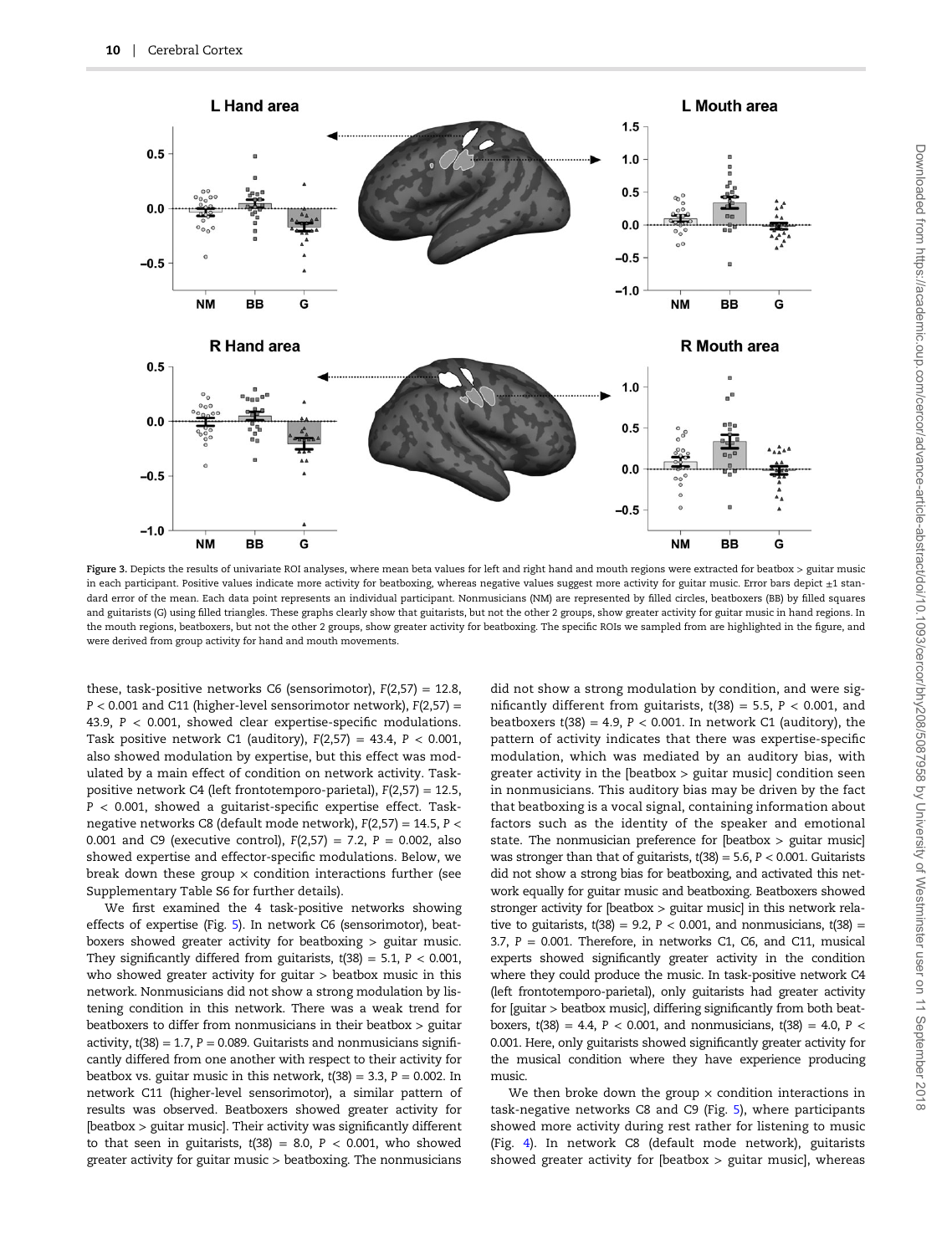Figure 3. Depicts the results of univariate ROI analyses, where mean beta values for left and right hand and mouth regions were extracted for beatbox > guitar music in each participant. Positive values indicate more activity for beatboxing, whereas negative values suggest more activity for guitar music. Error bars depict ±1 standard error of the mean. Each data point represents an individual participant. Nonmusicians (NM) are represented by filled circles, beatboxers (BB) by filled squares and guitarists (G) using filled triangles. These graphs clearly show that guitarists, but not the other 2 groups, show greater activity for guitar music in hand regions. In the mouth regions, beatboxers, but not the other 2 groups, show greater activity for beatboxing. The specific ROIs we sampled from are highlighted in the figure, and were derived from group activity for hand and mouth movements.

these, task-positive networks C6 (sensorimotor), $F(2,57) = 12.8$, $P < 0.001$ and C11 (higher-level sensorimotor network), $F(2,57) = 43.9$, $P < 0.001$, showed clear expertise-specific modulations. Task positive network C1 (auditory), $F(2,57) = 43.4$, $P < 0.001$, also showed modulation by expertise, but this effect was modulated by a main effect of condition on network activity. Task-positive network C4 (left frontotemporo-parietal), $F(2,57) = 12.5$, $P < 0.001$, showed a guitarist-specific expertise effect. Task-negative networks C8 (default mode network), $F(2,57) = 14.5$, $P < 0.001$ and C9 (executive control), $F(2,57) = 7.2$, $P = 0.002$, also showed expertise and effector-specific modulations. Below, we break down these group × condition interactions further (see Supplementary Table S6 for further details).

We first examined the 4 task-positive networks showing effects of expertise (Fig. 5). In network C6 (sensorimotor), beatboxers showed greater activity for beatboxing > guitar music. They significantly differed from guitarists, $t(38) = 5.1$, $P < 0.001$, who showed greater activity for guitar > beatbox music in this network. Nonmusicians did not show a strong modulation by listening condition in this network. There was a weak trend for beatboxers to differ from nonmusicians in their beatbox > guitar activity, $t(38) = 1.7$, $P = 0.089$. Guitarists and nonmusicians significantly differed from one another with respect to their activity for beatbox vs. guitar music in this network, $t(38) = 3.3$, $P = 0.002$. In network C11 (higher-level sensorimotor), a similar pattern of results was observed. Beatboxers showed greater activity for [beatbox > guitar music]. Their activity was significantly different to that seen in guitarists, $t(38) = 8.0$, $P < 0.001$, who showed greater activity for guitar music > beatboxing. The nonmusicians did not show a strong modulation by condition, and were significantly different from guitarists, $t(38) = 5.5$, $P < 0.001$, and beatboxers $t(38) = 4.9$, $P < 0.001$. In network C1 (auditory), the pattern of activity indicates that there was expertise-specific modulation, which was mediated by an auditory bias, with greater activity in the [beatbox > guitar music] condition seen in nonmusicians. This auditory bias may be driven by the fact that beatboxing is a vocal signal, containing information about factors such as the identity of the speaker and emotional state. The nonmusician preference for [beatbox > guitar music] was stronger than that of guitarists, $t(38) = 5.6$, $P < 0.001$. Guitarists did not show a strong bias for beatboxing, and activated this network equally for guitar music and beatboxing. Beatboxers showed stronger activity for [beatbox > guitar music] in this network relative to guitarists, $t(38) = 9.2$, $P < 0.001$, and nonmusicians, $t(38) = 3.7$, $P = 0.001$. Therefore, in networks C1, C6, and C11, musical experts showed significantly greater activity in the condition where they could produce the music. In task-positive network C4 (left frontotemporo-parietal), only guitarists had greater activity for [guitar > beatbox music], differing significantly from both beatboxers, $t(38) = 4.4$, $P < 0.001$, and nonmusicians, $t(38) = 4.0$, $P < 0.001$. Here, only guitarists showed significantly greater activity for the musical condition where they have experience producing music.

We then broke down the group × condition interactions in task-negative networks C8 and C9 (Fig. 5), where participants showed more activity during rest rather for listening to music (Fig. 4). In network C8 (default mode network), guitarists showed greater activity for [beatbox > guitar music], whereas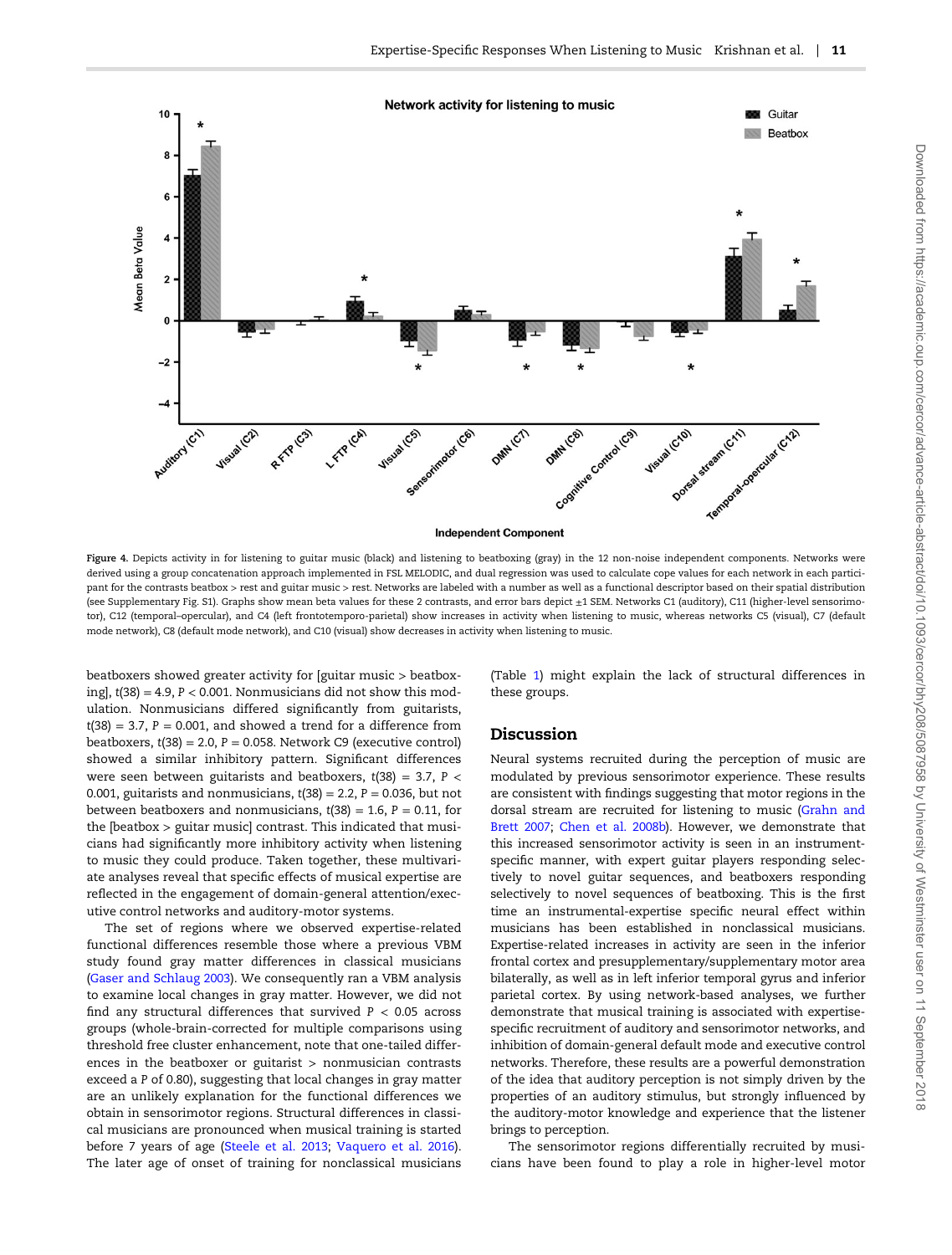Figure 4. Depicts activity in for listening to guitar music (black) and listening to beatboxing (gray) in the 12 non-noise independent components. Networks were derived using a group concatenation approach implemented in FSL MELODIC, and dual regression was used to calculate cope values for each network in each participant for the contrasts beatbox > rest and guitar music > rest. Networks are labeled with a number as well as a functional descriptor based on their spatial distribution (see Supplementary Fig. S1). Graphs show mean beta values for these 2 contrasts, and error bars depict ±1 SEM. Networks C1 (auditory), C11 (higher-level sensorimotor), C12 (temporal–opercular), and C4 (left frontotemporo-parietal) show increases in activity when listening to music, whereas networks C5 (visual), C7 (default mode network), C8 (default mode network), and C10 (visual) show decreases in activity when listening to music.

beatboxers showed greater activity for [guitar music > beatboxing], $t(38) = 4.9$, $P < 0.001$. Nonmusicians did not show this modulation. Nonmusicians differed significantly from guitarists, $t(38) = 3.7$, $P = 0.001$, and showed a trend for a difference from beatboxers, $t(38) = 2.0$, $P = 0.058$. Network C9 (executive control) showed a similar inhibitory pattern. Significant differences were seen between guitarists and beatboxers, $t(38) = 3.7$, $P < 0.001$, guitarists and nonmusicians, $t(38) = 2.2$, $P = 0.036$, but not between beatboxers and nonmusicians, $t(38) = 1.6$, $P = 0.11$, for the [beatbox > guitar music] contrast. This indicated that musicians had significantly more inhibitory activity when listening to music they could produce. Taken together, these multivariate analyses reveal that specific effects of musical expertise are reflected in the engagement of domain-general attention/executive control networks and auditory-motor systems.

The set of regions where we observed expertise-related functional differences resemble those where a previous VBM study found gray matter differences in classical musicians (Gaser and Schlaug 2003). We consequently ran a VBM analysis to examine local changes in gray matter. However, we did not find any structural differences that survived $P < 0.05$ across groups (whole-brain-corrected for multiple comparisons using threshold free cluster enhancement, note that one-tailed differences in the beatboxer or guitarist > nonmusician contrasts exceed a $P$ of 0.80), suggesting that local changes in gray matter are an unlikely explanation for the functional differences we obtain in sensorimotor regions. Structural differences in classical musicians are pronounced when musical training is started before 7 years of age (Steele et al. 2013; Vaquero et al. 2016). The later age of onset of training for nonclassical musicians (Table 1) might explain the lack of structural differences in these groups.

## Discussion

Neural systems recruited during the perception of music are modulated by previous sensorimotor experience. These results are consistent with findings suggesting that motor regions in the dorsal stream are recruited for listening to music (Grahn and Brett 2007; Chen et al. 2008b). However, we demonstrate that this increased sensorimotor activity is seen in an instrument-specific manner, with expert guitar players responding selectively to novel guitar sequences, and beatboxers responding selectively to novel sequences of beatboxing. This is the first time an instrumental-expertise specific neural effect within musicians has been established in nonclassical musicians. Expertise-related increases in activity are seen in the inferior frontal cortex and presupplementary/supplementary motor area bilaterally, as well as in left inferior temporal gyrus and inferior parietal cortex. By using network-based analyses, we further demonstrate that musical training is associated with expertise-specific recruitment of auditory and sensorimotor networks, and inhibition of domain-general default mode and executive control networks. Therefore, these results are a powerful demonstration of the idea that auditory perception is not simply driven by the properties of an auditory stimulus, but strongly influenced by the auditory-motor knowledge and experience that the listener brings to perception.

The sensorimotor regions differentially recruited by musicians have been found to play a role in higher-level motor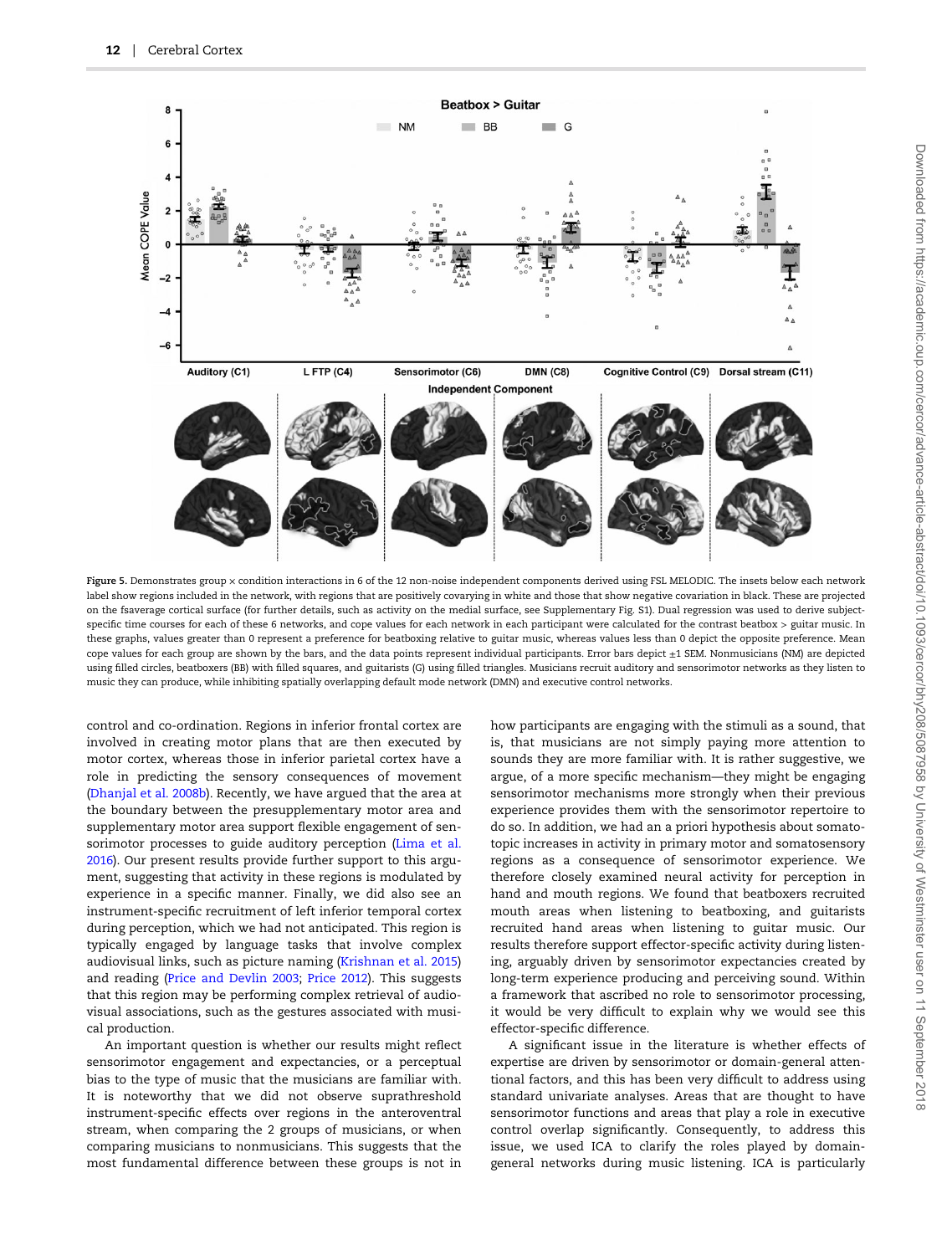Beatbox > Guitar

NM BB G

Mean COPE Value

8
6
4
2
0
−2
−4
−6

Auditory (C1) L FTP (C4) Sensorimotor (C6) DMN (C8) Cognitive Control (C9) Dorsal stream (C11)

Independent Component

**Figure 5.** Demonstrates group × condition interactions in 6 of the 12 non-noise independent components derived using FSL MELODIC. The insets below each network label show regions included in the network, with regions that are positively covarying in white and those that show negative covariation in black. These are projected on the fsaverage cortical surface (for further details, such as activity on the medial surface, see Supplementary Fig. S1). Dual regression was used to derive subject-specific time courses for each of these 6 networks, and cope values for each network in each participant were calculated for the contrast beatbox > guitar music. In these graphs, values greater than 0 represent a preference for beatboxing relative to guitar music, whereas values less than 0 depict the opposite preference. Mean cope values for each group are shown by the bars, and the data points represent individual participants. Error bars depict ±1 SEM. Nonmusicians (NM) are depicted using filled circles, beatboxers (BB) with filled squares, and guitarists (G) using filled triangles. Musicians recruit auditory and sensorimotor networks as they listen to music they can produce, while inhibiting spatially overlapping default mode network (DMN) and executive control networks.

control and co-ordination. Regions in inferior frontal cortex are involved in creating motor plans that are then executed by motor cortex, whereas those in inferior parietal cortex have a role in predicting the sensory consequences of movement (Dhanjal et al. 2008b). Recently, we have argued that the area at the boundary between the presupplementary motor area and supplementary motor area support flexible engagement of sensorimotor processes to guide auditory perception (Lima et al. 2016). Our present results provide further support to this argument, suggesting that activity in these regions is modulated by experience in a specific manner. Finally, we did also see an instrument-specific recruitment of left inferior temporal cortex during perception, which we had not anticipated. This region is typically engaged by language tasks that involve complex audiovisual links, such as picture naming (Krishnan et al. 2015) and reading (Price and Devlin 2003; Price 2012). This suggests that this region may be performing complex retrieval of audiovisual associations, such as the gestures associated with musical production.

An important question is whether our results might reflect sensorimotor engagement and expectancies, or a perceptual bias to the type of music that the musicians are familiar with. It is noteworthy that we did not observe suprathreshold instrument-specific effects over regions in the anteroventral stream, when comparing the 2 groups of musicians, or when comparing musicians to nonmusicians. This suggests that the most fundamental difference between these groups is not in how participants are engaging with the stimuli as a sound, that is, that musicians are not simply paying more attention to sounds they are more familiar with. It is rather suggestive, we argue, of a more specific mechanism—they might be engaging sensorimotor mechanisms more strongly when their previous experience provides them with the sensorimotor repertoire to do so. In addition, we had an a priori hypothesis about somatotopic increases in activity in primary motor and somatosensory regions as a consequence of sensorimotor experience. We therefore closely examined neural activity for perception in hand and mouth regions. We found that beatboxers recruited mouth areas when listening to beatboxing, and guitarists recruited hand areas when listening to guitar music. Our results therefore support effector-specific activity during listening, arguably driven by sensorimotor expectancies created by long-term experience producing and perceiving sound. Within a framework that ascribed no role to sensorimotor processing, it would be very difficult to explain why we would see this effector-specific difference.

A significant issue in the literature is whether effects of expertise are driven by sensorimotor or domain-general attentional factors, and this has been very difficult to address using standard univariate analyses. Areas that are thought to have sensorimotor functions and areas that play a role in executive control overlap significantly. Consequently, to address this issue, we used ICA to clarify the roles played by domain-general networks during music listening. ICA is particularly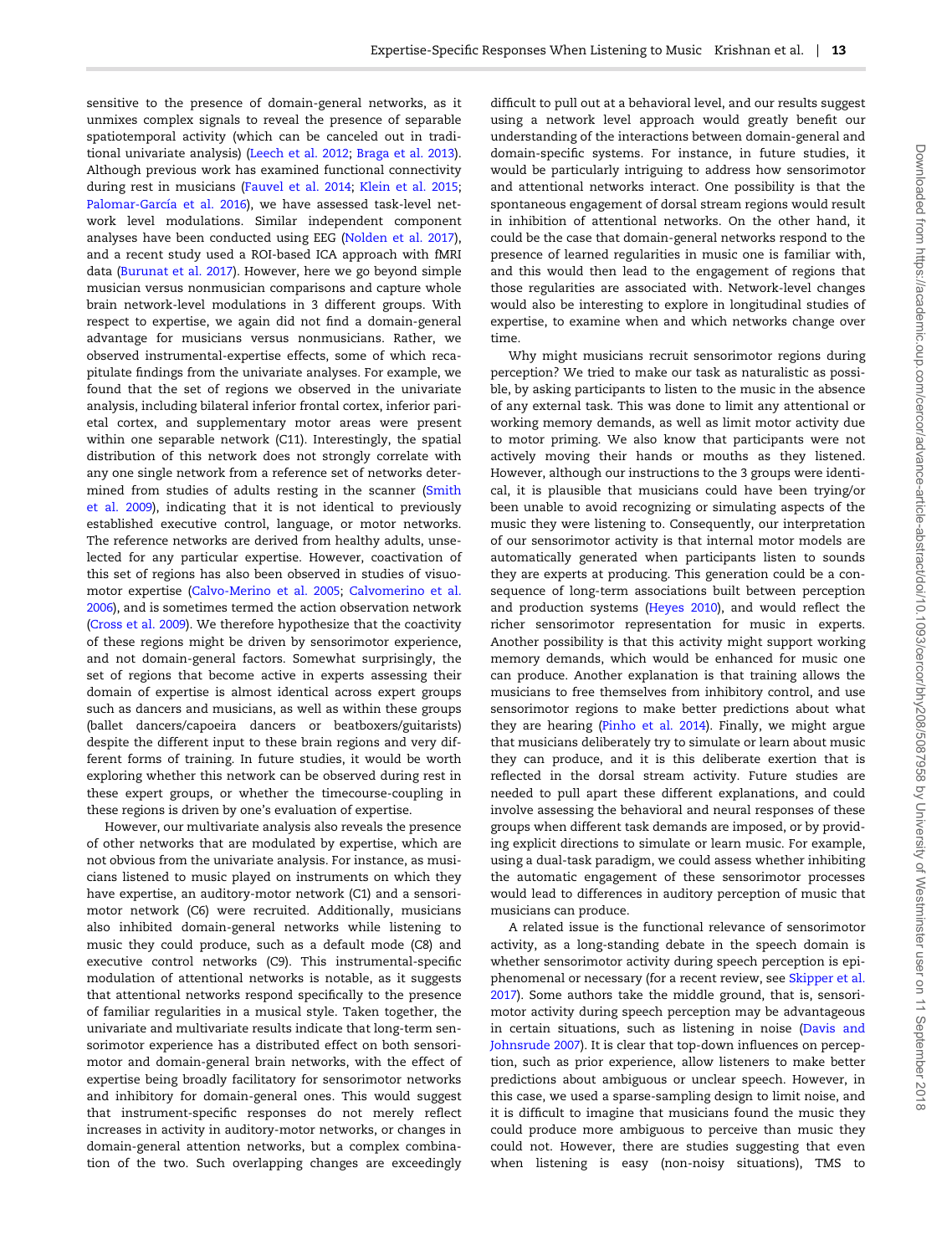sensitive to the presence of domain-general networks, as it unmixes complex signals to reveal the presence of separable spatiotemporal activity (which can be canceled out in traditional univariate analysis) (Leech et al. 2012; Braga et al. 2013). Although previous work has examined functional connectivity during rest in musicians (Fauvel et al. 2014; Klein et al. 2015; Palomar-García et al. 2016), we have assessed task-level network level modulations. Similar independent component analyses have been conducted using EEG (Nolden et al. 2017), and a recent study used a ROI-based ICA approach with fMRI data (Burunat et al. 2017). However, here we go beyond simple musician versus nonmusician comparisons and capture whole brain network-level modulations in 3 different groups. With respect to expertise, we again did not find a domain-general advantage for musicians versus nonmusicians. Rather, we observed instrumental-expertise effects, some of which recapitulate findings from the univariate analyses. For example, we found that the set of regions we observed in the univariate analysis, including bilateral inferior frontal cortex, inferior parietal cortex, and supplementary motor areas were present within one separable network (C11). Interestingly, the spatial distribution of this network does not strongly correlate with any one single network from a reference set of networks determined from studies of adults resting in the scanner (Smith et al. 2009), indicating that it is not identical to previously established executive control, language, or motor networks. The reference networks are derived from healthy adults, unselected for any particular expertise. However, coactivation of this set of regions has also been observed in studies of visuomotor expertise (Calvo-Merino et al. 2005; Calvomerino et al. 2006), and is sometimes termed the action observation network (Cross et al. 2009). We therefore hypothesize that the coactivity of these regions might be driven by sensorimotor experience, and not domain-general factors. Somewhat surprisingly, the set of regions that become active in experts assessing their domain of expertise is almost identical across expert groups such as dancers and musicians, as well as within these groups (ballet dancers/capoeira dancers or beatboxers/guitarists) despite the different input to these brain regions and very different forms of training. In future studies, it would be worth exploring whether this network can be observed during rest in these expert groups, or whether the timecourse-coupling in these regions is driven by one's evaluation of expertise.

However, our multivariate analysis also reveals the presence of other networks that are modulated by expertise, which are not obvious from the univariate analysis. For instance, as musicians listened to music played on instruments on which they have expertise, an auditory-motor network (C1) and a sensorimotor network (C6) were recruited. Additionally, musicians also inhibited domain-general networks while listening to music they could produce, such as a default mode (C8) and executive control networks (C9). This instrumental-specific modulation of attentional networks is notable, as it suggests that attentional networks respond specifically to the presence of familiar regularities in a musical style. Taken together, the univariate and multivariate results indicate that long-term sensorimotor experience has a distributed effect on both sensorimotor and domain-general brain networks, with the effect of expertise being broadly facilitatory for sensorimotor networks and inhibitory for domain-general ones. This would suggest that instrument-specific responses do not merely reflect increases in activity in auditory-motor networks, or changes in domain-general attention networks, but a complex combination of the two. Such overlapping changes are exceedingly difficult to pull out at a behavioral level, and our results suggest using a network level approach would greatly benefit our understanding of the interactions between domain-general and domain-specific systems. For instance, in future studies, it would be particularly intriguing to address how sensorimotor and attentional networks interact. One possibility is that the spontaneous engagement of dorsal stream regions would result in inhibition of attentional networks. On the other hand, it could be the case that domain-general networks respond to the presence of learned regularities in music one is familiar with, and this would then lead to the engagement of regions that those regularities are associated with. Network-level changes would also be interesting to explore in longitudinal studies of expertise, to examine when and which networks change over time.

Why might musicians recruit sensorimotor regions during perception? We tried to make our task as naturalistic as possible, by asking participants to listen to the music in the absence of any external task. This was done to limit any attentional or working memory demands, as well as limit motor activity due to motor priming. We also know that participants were not actively moving their hands or mouths as they listened. However, although our instructions to the 3 groups were identical, it is plausible that musicians could have been trying/or been unable to avoid recognizing or simulating aspects of the music they were listening to. Consequently, our interpretation of our sensorimotor activity is that internal motor models are automatically generated when participants listen to sounds they are experts at producing. This generation could be a consequence of long-term associations built between perception and production systems (Heyes 2010), and would reflect the richer sensorimotor representation for music in experts. Another possibility is that this activity might support working memory demands, which would be enhanced for music one can produce. Another explanation is that training allows the musicians to free themselves from inhibitory control, and use sensorimotor regions to make better predictions about what they are hearing (Pinho et al. 2014). Finally, we might argue that musicians deliberately try to simulate or learn about music they can produce, and it is this deliberate exertion that is reflected in the dorsal stream activity. Future studies are needed to pull apart these different explanations, and could involve assessing the behavioral and neural responses of these groups when different task demands are imposed, or by providing explicit directions to simulate or learn music. For example, using a dual-task paradigm, we could assess whether inhibiting the automatic engagement of these sensorimotor processes would lead to differences in auditory perception of music that musicians can produce.

A related issue is the functional relevance of sensorimotor activity, as a long-standing debate in the speech domain is whether sensorimotor activity during speech perception is epiphenomenal or necessary (for a recent review, see Skipper et al. 2017). Some authors take the middle ground, that is, sensorimotor activity during speech perception may be advantageous in certain situations, such as listening in noise (Davis and Johnsrude 2007). It is clear that top-down influences on perception, such as prior experience, allow listeners to make better predictions about ambiguous or unclear speech. However, in this case, we used a sparse-sampling design to limit noise, and it is difficult to imagine that musicians found the music they could produce more ambiguous to perceive than music they could not. However, there are studies suggesting that even when listening is easy (non-noisy situations), TMS to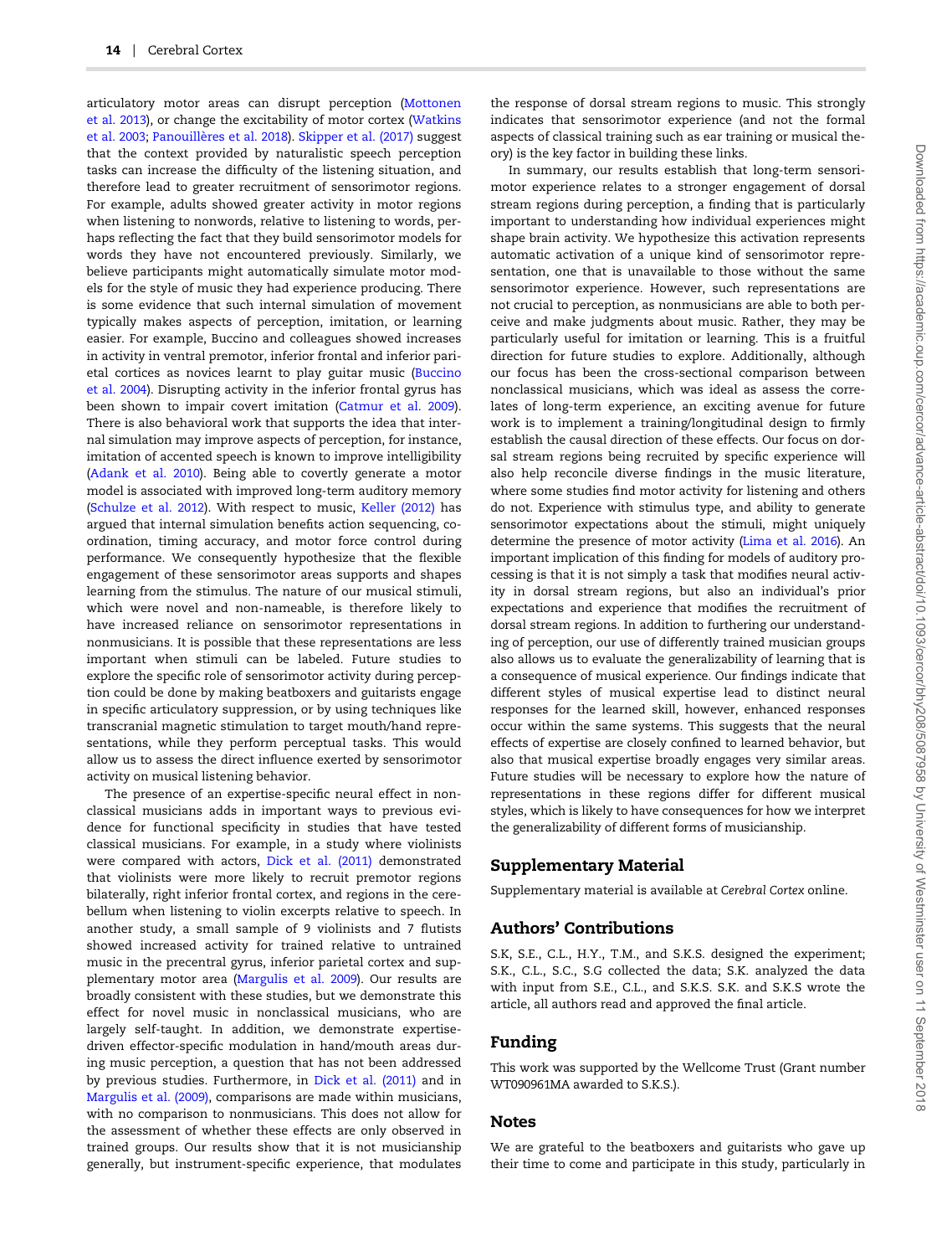articulatory motor areas can disrupt perception (Mottonen et al. 2013), or change the excitability of motor cortex (Watkins et al. 2003; Panouillères et al. 2018). Skipper et al. (2017) suggest that the context provided by naturalistic speech perception tasks can increase the difficulty of the listening situation, and therefore lead to greater recruitment of sensorimotor regions. For example, adults showed greater activity in motor regions when listening to nonwords, relative to listening to words, perhaps reflecting the fact that they build sensorimotor models for words they have not encountered previously. Similarly, we believe participants might automatically simulate motor models for the style of music they had experience producing. There is some evidence that such internal simulation of movement typically makes aspects of perception, imitation, or learning easier. For example, Buccino and colleagues showed increases in activity in ventral premotor, inferior frontal and inferior parietal cortices as novices learnt to play guitar music (Buccino et al. 2004). Disrupting activity in the inferior frontal gyrus has been shown to impair covert imitation (Catmur et al. 2009). There is also behavioral work that supports the idea that internal simulation may improve aspects of perception, for instance, imitation of accented speech is known to improve intelligibility (Adank et al. 2010). Being able to covertly generate a motor model is associated with improved long-term auditory memory (Schulze et al. 2012). With respect to music, Keller (2012) has argued that internal simulation benefits action sequencing, coordination, timing accuracy, and motor force control during performance. We consequently hypothesize that the flexible engagement of these sensorimotor areas supports and shapes learning from the stimulus. The nature of our musical stimuli, which were novel and non-nameable, is therefore likely to have increased reliance on sensorimotor representations in nonmusicians. It is possible that these representations are less important when stimuli can be labeled. Future studies to explore the specific role of sensorimotor activity during perception could be done by making beatboxers and guitarists engage in specific articulatory suppression, or by using techniques like transcranial magnetic stimulation to target mouth/hand representations, while they perform perceptual tasks. This would allow us to assess the direct influence exerted by sensorimotor activity on musical listening behavior.

The presence of an expertise-specific neural effect in nonclassical musicians adds in important ways to previous evidence for functional specificity in studies that have tested classical musicians. For example, in a study where violinists were compared with actors, Dick et al. (2011) demonstrated that violinists were more likely to recruit premotor regions bilaterally, right inferior frontal cortex, and regions in the cerebellum when listening to violin excerpts relative to speech. In another study, a small sample of 9 violinists and 7 flutists showed increased activity for trained relative to untrained music in the precentral gyrus, inferior parietal cortex and supplementary motor area (Margulis et al. 2009). Our results are broadly consistent with these studies, but we demonstrate this effect for novel music in nonclassical musicians, who are largely self-taught. In addition, we demonstrate expertise-driven effector-specific modulation in hand/mouth areas during music perception, a question that has not been addressed by previous studies. Furthermore, in Dick et al. (2011) and in Margulis et al. (2009), comparisons are made within musicians, with no comparison to nonmusicians. This does not allow for the assessment of whether these effects are only observed in trained groups. Our results show that it is not musicianship generally, but instrument-specific experience, that modulates the response of dorsal stream regions to music. This strongly indicates that sensorimotor experience (and not the formal aspects of classical training such as ear training or musical theory) is the key factor in building these links.

In summary, our results establish that long-term sensorimotor experience relates to a stronger engagement of dorsal stream regions during perception, a finding that is particularly important to understanding how individual experiences might shape brain activity. We hypothesize this activation represents automatic activation of a unique kind of sensorimotor representation, one that is unavailable to those without the same sensorimotor experience. However, such representations are not crucial to perception, as nonmusicians are able to both perceive and make judgments about music. Rather, they may be particularly useful for imitation or learning. This is a fruitful direction for future studies to explore. Additionally, although our focus has been the cross-sectional comparison between nonclassical musicians, which was ideal as assess the correlates of long-term experience, an exciting avenue for future work is to implement a training/longitudinal design to firmly establish the causal direction of these effects. Our focus on dorsal stream regions being recruited by specific experience will also help reconcile diverse findings in the music literature, where some studies find motor activity for listening and others do not. Experience with stimulus type, and ability to generate sensorimotor expectations about the stimuli, might uniquely determine the presence of motor activity (Lima et al. 2016). An important implication of this finding for models of auditory processing is that it is not simply a task that modifies neural activity in dorsal stream regions, but also an individual's prior expectations and experience that modifies the recruitment of dorsal stream regions. In addition to furthering our understanding of perception, our use of differently trained musician groups also allows us to evaluate the generalizability of learning that is a consequence of musical experience. Our findings indicate that different styles of musical expertise lead to distinct neural responses for the learned skill, however, enhanced responses occur within the same systems. This suggests that the neural effects of expertise are closely confined to learned behavior, but also that musical expertise broadly engages very similar areas. Future studies will be necessary to explore how the nature of representations in these regions differ for different musical styles, which is likely to have consequences for how we interpret the generalizability of different forms of musicianship.

## Supplementary Material

Supplementary material is available at *Cerebral Cortex* online.

## Authors' Contributions

S.K, S.E., C.L., H.Y., T.M., and S.K.S. designed the experiment; S.K., C.L., S.C., S.G collected the data; S.K. analyzed the data with input from S.E., C.L., and S.K.S. S.K. and S.K.S wrote the article, all authors read and approved the final article.

## Funding

This work was supported by the Wellcome Trust (Grant number WT090961MA awarded to S.K.S.).

## Notes

We are grateful to the beatboxers and guitarists who gave up their time to come and participate in this study, particularly in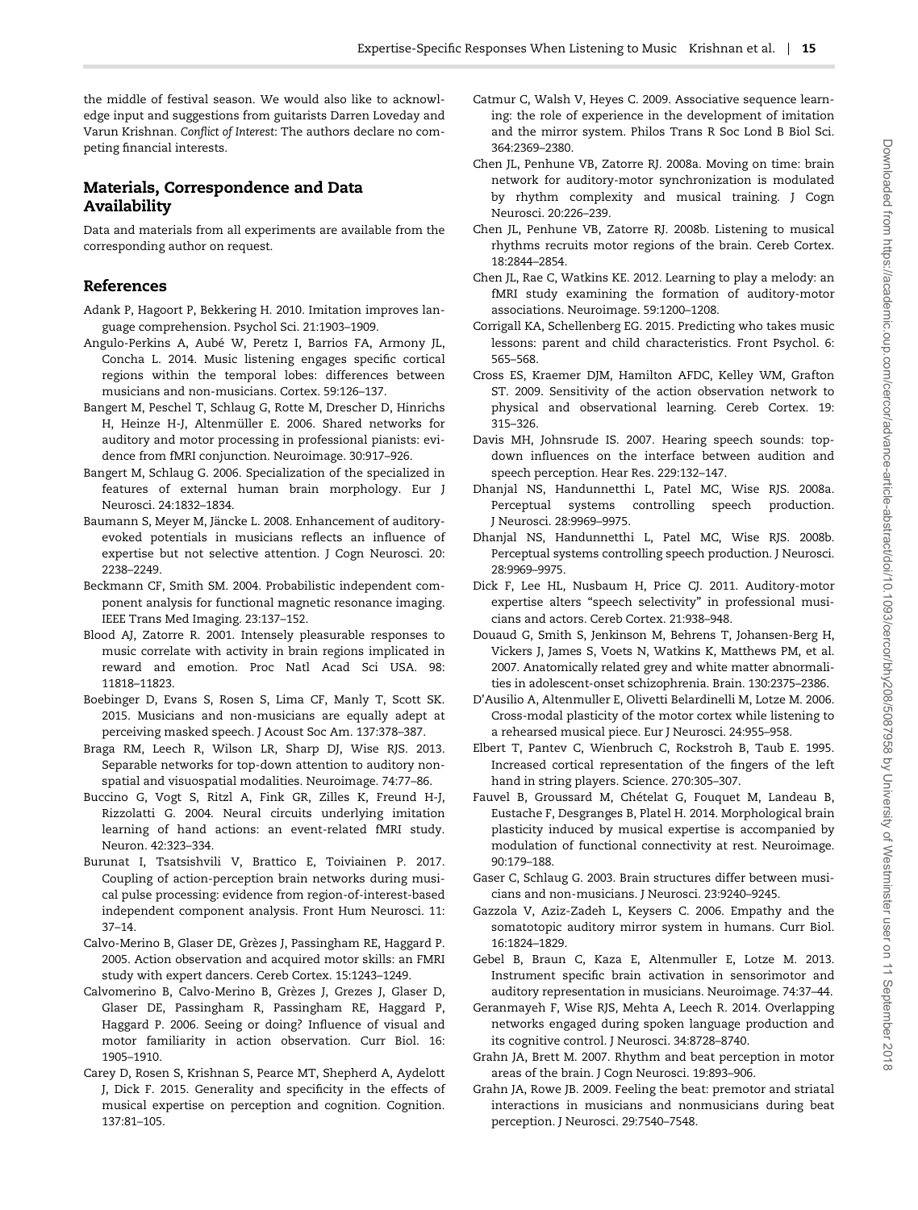the middle of festival season. We would also like to acknowledge input and suggestions from guitarists Darren Loveday and Varun Krishnan. *Conflict of Interest*: The authors declare no competing financial interests.

## Materials, Correspondence and Data Availability

Data and materials from all experiments are available from the corresponding author on request.

## References

Adank P, Hagoort P, Bekkering H. 2010. Imitation improves language comprehension. Psychol Sci. 21:1903–1909.

Angulo-Perkins A, Aubé W, Peretz I, Barrios FA, Armony JL, Concha L. 2014. Music listening engages specific cortical regions within the temporal lobes: differences between musicians and non-musicians. Cortex. 59:126–137.

Bangert M, Peschel T, Schlaug G, Rotte M, Drescher D, Hinrichs H, Heinze H-J, Altenmüller E. 2006. Shared networks for auditory and motor processing in professional pianists: evidence from fMRI conjunction. Neuroimage. 30:917–926.

Bangert M, Schlaug G. 2006. Specialization of the specialized in features of external human brain morphology. Eur J Neurosci. 24:1832–1834.

Baumann S, Meyer M, Jäncke L. 2008. Enhancement of auditory-evoked potentials in musicians reflects an influence of expertise but not selective attention. J Cogn Neurosci. 20: 2238–2249.

Beckmann CF, Smith SM. 2004. Probabilistic independent component analysis for functional magnetic resonance imaging. IEEE Trans Med Imaging. 23:137–152.

Blood AJ, Zatorre R. 2001. Intensely pleasurable responses to music correlate with activity in brain regions implicated in reward and emotion. Proc Natl Acad Sci USA. 98: 11818–11823.

Boebinger D, Evans S, Rosen S, Lima CF, Manly T, Scott SK. 2015. Musicians and non-musicians are equally adept at perceiving masked speech. J Acoust Soc Am. 137:378–387.

Braga RM, Leech R, Wilson LR, Sharp DJ, Wise RJS. 2013. Separable networks for top-down attention to auditory non-spatial and visuospatial modalities. Neuroimage. 74:77–86.

Buccino G, Vogt S, Ritzl A, Fink GR, Zilles K, Freund H-J, Rizzolatti G. 2004. Neural circuits underlying imitation learning of hand actions: an event-related fMRI study. Neuron. 42:323–334.

Burunat I, Tsatsishvili V, Brattico E, Toiviainen P. 2017. Coupling of action-perception brain networks during musical pulse processing: evidence from region-of-interest-based independent component analysis. Front Hum Neurosci. 11: 37–14.

Calvo-Merino B, Glaser DE, Grèzes J, Passingham RE, Haggard P. 2005. Action observation and acquired motor skills: an FMRI study with expert dancers. Cereb Cortex. 15:1243–1249.

Calvomerino B, Calvo-Merino B, Grèzes J, Grezes J, Glaser D, Glaser DE, Passingham R, Passingham RE, Haggard P, Haggard P. 2006. Seeing or doing? Influence of visual and motor familiarity in action observation. Curr Biol. 16: 1905–1910.

Carey D, Rosen S, Krishnan S, Pearce MT, Shepherd A, Aydelott J, Dick F. 2015. Generality and specificity in the effects of musical expertise on perception and cognition. Cognition. 137:81–105.

Catmur C, Walsh V, Heyes C. 2009. Associative sequence learning: the role of experience in the development of imitation and the mirror system. Philos Trans R Soc Lond B Biol Sci. 364:2369–2380.

Chen JL, Penhune VB, Zatorre RJ. 2008a. Moving on time: brain network for auditory-motor synchronization is modulated by rhythm complexity and musical training. J Cogn Neurosci. 20:226–239.

Chen JL, Penhune VB, Zatorre RJ. 2008b. Listening to musical rhythms recruits motor regions of the brain. Cereb Cortex. 18:2844–2854.

Chen JL, Rae C, Watkins KE. 2012. Learning to play a melody: an fMRI study examining the formation of auditory-motor associations. Neuroimage. 59:1200–1208.

Corrigall KA, Schellenberg EG. 2015. Predicting who takes music lessons: parent and child characteristics. Front Psychol. 6: 565–568.

Cross ES, Kraemer DJM, Hamilton AFDC, Kelley WM, Grafton ST. 2009. Sensitivity of the action observation network to physical and observational learning. Cereb Cortex. 19: 315–326.

Davis MH, Johnsrude IS. 2007. Hearing speech sounds: top-down influences on the interface between audition and speech perception. Hear Res. 229:132–147.

Dhanjal NS, Handunnetthi L, Patel MC, Wise RJS. 2008a. Perceptual systems controlling speech production. J Neurosci. 28:9969–9975.

Dhanjal NS, Handunnetthi L, Patel MC, Wise RJS. 2008b. Perceptual systems controlling speech production. J Neurosci. 28:9969–9975.

Dick F, Lee HL, Nusbaum H, Price CJ. 2011. Auditory-motor expertise alters "speech selectivity" in professional musicians and actors. Cereb Cortex. 21:938–948.

Douaud G, Smith S, Jenkinson M, Behrens T, Johansen-Berg H, Vickers J, James S, Voets N, Watkins K, Matthews PM, et al. 2007. Anatomically related grey and white matter abnormalities in adolescent-onset schizophrenia. Brain. 130:2375–2386.

D'Ausilio A, Altenmuller E, Olivetti Belardinelli M, Lotze M. 2006. Cross-modal plasticity of the motor cortex while listening to a rehearsed musical piece. Eur J Neurosci. 24:955–958.

Elbert T, Pantev C, Wienbruch C, Rockstroh B, Taub E. 1995. Increased cortical representation of the fingers of the left hand in string players. Science. 270:305–307.

Fauvel B, Groussard M, Chételat G, Fouquet M, Landeau B, Eustache F, Desgranges B, Platel H. 2014. Morphological brain plasticity induced by musical expertise is accompanied by modulation of functional connectivity at rest. Neuroimage. 90:179–188.

Gaser C, Schlaug G. 2003. Brain structures differ between musicians and non-musicians. J Neurosci. 23:9240–9245.

Gazzola V, Aziz-Zadeh L, Keysers C. 2006. Empathy and the somatotopic auditory mirror system in humans. Curr Biol. 16:1824–1829.

Gebel B, Braun C, Kaza E, Altenmuller E, Lotze M. 2013. Instrument specific brain activation in sensorimotor and auditory representation in musicians. Neuroimage. 74:37–44.

Geranmayeh F, Wise RJS, Mehta A, Leech R. 2014. Overlapping networks engaged during spoken language production and its cognitive control. J Neurosci. 34:8728–8740.

Grahn JA, Brett M. 2007. Rhythm and beat perception in motor areas of the brain. J Cogn Neurosci. 19:893–906.

Grahn JA, Rowe JB. 2009. Feeling the beat: premotor and striatal interactions in musicians and nonmusicians during beat perception. J Neurosci. 29:7540–7548.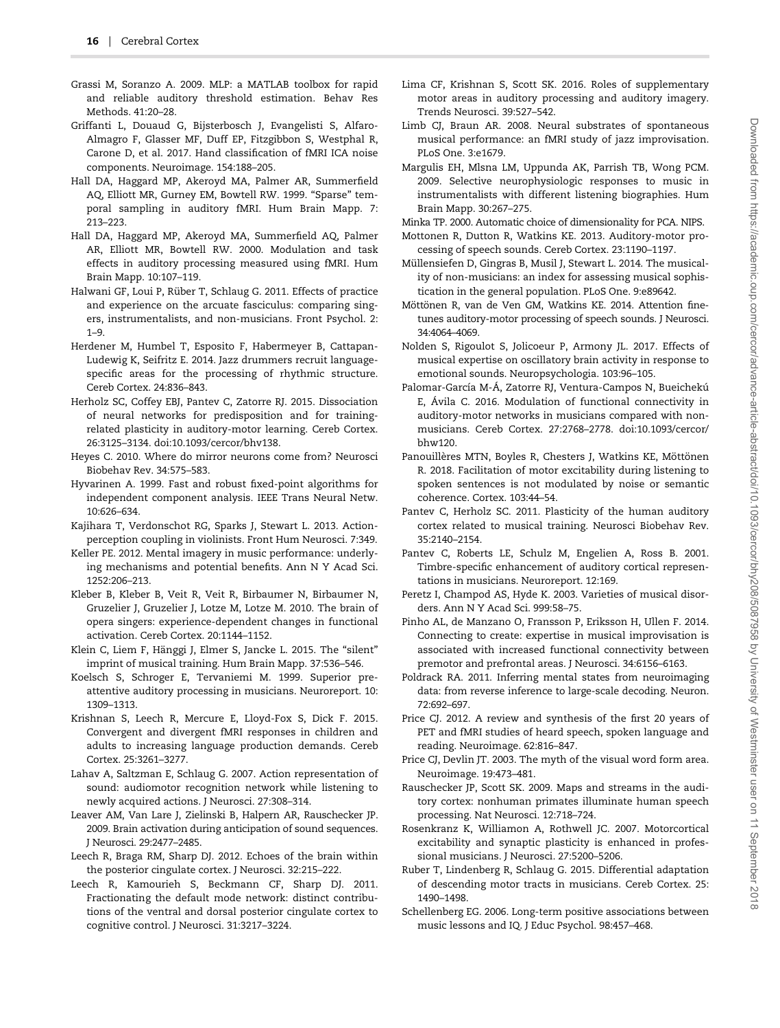Grassi M, Soranzo A. 2009. MLP: a MATLAB toolbox for rapid and reliable auditory threshold estimation. Behav Res Methods. 41:20–28.

Griffanti L, Douaud G, Bijsterbosch J, Evangelisti S, Alfaro-Almagro F, Glasser MF, Duff EP, Fitzgibbon S, Westphal R, Carone D, et al. 2017. Hand classification of fMRI ICA noise components. Neuroimage. 154:188–205.

Hall DA, Haggard MP, Akeroyd MA, Palmer AR, Summerfield AQ, Elliott MR, Gurney EM, Bowtell RW. 1999. "Sparse" temporal sampling in auditory fMRI. Hum Brain Mapp. 7: 213–223.

Hall DA, Haggard MP, Akeroyd MA, Summerfield AQ, Palmer AR, Elliott MR, Bowtell RW. 2000. Modulation and task effects in auditory processing measured using fMRI. Hum Brain Mapp. 10:107–119.

Halwani GF, Loui P, Rüber T, Schlaug G. 2011. Effects of practice and experience on the arcuate fasciculus: comparing singers, instrumentalists, and non-musicians. Front Psychol. 2: 1–9.

Herdener M, Humbel T, Esposito F, Habermeyer B, Cattapan-Ludewig K, Seifritz E. 2014. Jazz drummers recruit language-specific areas for the processing of rhythmic structure. Cereb Cortex. 24:836–843.

Herholz SC, Coffey EBJ, Pantev C, Zatorre RJ. 2015. Dissociation of neural networks for predisposition and for training-related plasticity in auditory-motor learning. Cereb Cortex. 26:3125–3134. doi:10.1093/cercor/bhv138.

Heyes C. 2010. Where do mirror neurons come from? Neurosci Biobehav Rev. 34:575–583.

Hyvarinen A. 1999. Fast and robust fixed-point algorithms for independent component analysis. IEEE Trans Neural Netw. 10:626–634.

Kajihara T, Verdonschot RG, Sparks J, Stewart L. 2013. Action-perception coupling in violinists. Front Hum Neurosci. 7:349.

Keller PE. 2012. Mental imagery in music performance: underlying mechanisms and potential benefits. Ann N Y Acad Sci. 1252:206–213.

Kleber B, Kleber B, Veit R, Veit R, Birbaumer N, Birbaumer N, Gruzelier J, Gruzelier J, Lotze M, Lotze M. 2010. The brain of opera singers: experience-dependent changes in functional activation. Cereb Cortex. 20:1144–1152.

Klein C, Liem F, Hänggi J, Elmer S, Jancke L. 2015. The "silent" imprint of musical training. Hum Brain Mapp. 37:536–546.

Koelsch S, Schroger E, Tervaniemi M. 1999. Superior pre-attentive auditory processing in musicians. Neuroreport. 10: 1309–1313.

Krishnan S, Leech R, Mercure E, Lloyd-Fox S, Dick F. 2015. Convergent and divergent fMRI responses in children and adults to increasing language production demands. Cereb Cortex. 25:3261–3277.

Lahav A, Saltzman E, Schlaug G. 2007. Action representation of sound: audiomotor recognition network while listening to newly acquired actions. J Neurosci. 27:308–314.

Leaver AM, Van Lare J, Zielinski B, Halpern AR, Rauschecker JP. 2009. Brain activation during anticipation of sound sequences. J Neurosci. 29:2477–2485.

Leech R, Braga RM, Sharp DJ. 2012. Echoes of the brain within the posterior cingulate cortex. J Neurosci. 32:215–222.

Leech R, Kamourieh S, Beckmann CF, Sharp DJ. 2011. Fractionating the default mode network: distinct contributions of the ventral and dorsal posterior cingulate cortex to cognitive control. J Neurosci. 31:3217–3224.

Lima CF, Krishnan S, Scott SK. 2016. Roles of supplementary motor areas in auditory processing and auditory imagery. Trends Neurosci. 39:527–542.

Limb CJ, Braun AR. 2008. Neural substrates of spontaneous musical performance: an fMRI study of jazz improvisation. PLoS One. 3:e1679.

Margulis EH, Mlsna LM, Uppunda AK, Parrish TB, Wong PCM. 2009. Selective neurophysiologic responses to music in instrumentalists with different listening biographies. Hum Brain Mapp. 30:267–275.

Minka TP. 2000. Automatic choice of dimensionality for PCA. NIPS.

Mottonen R, Dutton R, Watkins KE. 2013. Auditory-motor processing of speech sounds. Cereb Cortex. 23:1190–1197.

Müllensiefen D, Gingras B, Musil J, Stewart L. 2014. The musicality of non-musicians: an index for assessing musical sophistication in the general population. PLoS One. 9:e89642.

Möttönen R, van de Ven GM, Watkins KE. 2014. Attention fine-tunes auditory-motor processing of speech sounds. J Neurosci. 34:4064–4069.

Nolden S, Rigoulot S, Jolicoeur P, Armony JL. 2017. Effects of musical expertise on oscillatory brain activity in response to emotional sounds. Neuropsychologia. 103:96–105.

Palomar-García M-Á, Zatorre RJ, Ventura-Campos N, Bueichekú E, Ávila C. 2016. Modulation of functional connectivity in auditory-motor networks in musicians compared with non-musicians. Cereb Cortex. 27:2768–2778. doi:10.1093/cercor/bhw120.

Panouillères MTN, Boyles R, Chesters J, Watkins KE, Möttönen R. 2018. Facilitation of motor excitability during listening to spoken sentences is not modulated by noise or semantic coherence. Cortex. 103:44–54.

Pantev C, Herholz SC. 2011. Plasticity of the human auditory cortex related to musical training. Neurosci Biobehav Rev. 35:2140–2154.

Pantev C, Roberts LE, Schulz M, Engelien A, Ross B. 2001. Timbre-specific enhancement of auditory cortical representations in musicians. Neuroreport. 12:169.

Peretz I, Champod AS, Hyde K. 2003. Varieties of musical disorders. Ann N Y Acad Sci. 999:58–75.

Pinho AL, de Manzano O, Fransson P, Eriksson H, Ullen F. 2014. Connecting to create: expertise in musical improvisation is associated with increased functional connectivity between premotor and prefrontal areas. J Neurosci. 34:6156–6163.

Poldrack RA. 2011. Inferring mental states from neuroimaging data: from reverse inference to large-scale decoding. Neuron. 72:692–697.

Price CJ. 2012. A review and synthesis of the first 20 years of PET and fMRI studies of heard speech, spoken language and reading. Neuroimage. 62:816–847.

Price CJ, Devlin JT. 2003. The myth of the visual word form area. Neuroimage. 19:473–481.

Rauschecker JP, Scott SK. 2009. Maps and streams in the auditory cortex: nonhuman primates illuminate human speech processing. Nat Neurosci. 12:718–724.

Rosenkranz K, Williamon A, Rothwell JC. 2007. Motorcortical excitability and synaptic plasticity is enhanced in professional musicians. J Neurosci. 27:5200–5206.

Ruber T, Lindenberg R, Schlaug G. 2015. Differential adaptation of descending motor tracts in musicians. Cereb Cortex. 25: 1490–1498.

Schellenberg EG. 2006. Long-term positive associations between music lessons and IQ. J Educ Psychol. 98:457–468.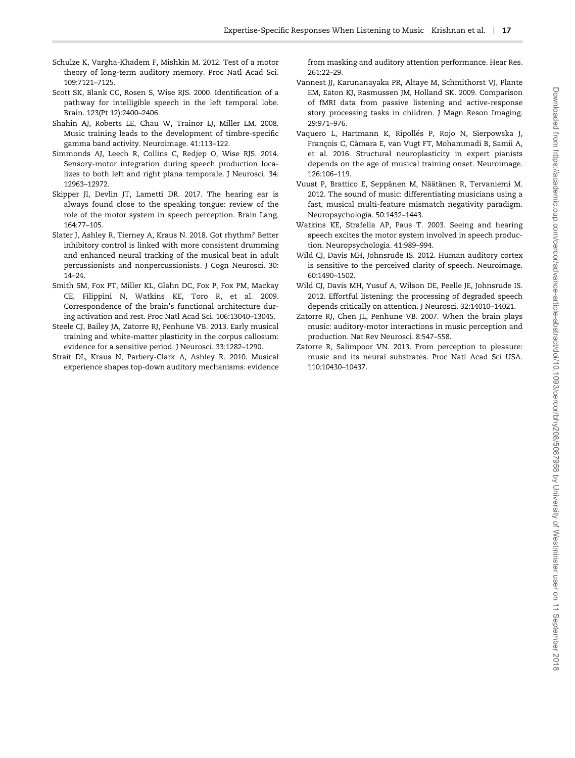Schulze K, Vargha-Khadem F, Mishkin M. 2012. Test of a motor theory of long-term auditory memory. Proc Natl Acad Sci. 109:7121–7125.

Scott SK, Blank CC, Rosen S, Wise RJS. 2000. Identification of a pathway for intelligible speech in the left temporal lobe. Brain. 123(Pt 12):2400–2406.

Shahin AJ, Roberts LE, Chau W, Trainor LJ, Miller LM. 2008. Music training leads to the development of timbre-specific gamma band activity. Neuroimage. 41:113–122.

Simmonds AJ, Leech R, Collins C, Redjep O, Wise RJS. 2014. Sensory-motor integration during speech production localizes to both left and right plana temporale. J Neurosci. 34: 12963–12972.

Skipper JI, Devlin JT, Lametti DR. 2017. The hearing ear is always found close to the speaking tongue: review of the role of the motor system in speech perception. Brain Lang. 164:77–105.

Slater J, Ashley R, Tierney A, Kraus N. 2018. Got rhythm? Better inhibitory control is linked with more consistent drumming and enhanced neural tracking of the musical beat in adult percussionists and nonpercussionists. J Cogn Neurosci. 30: 14–24.

Smith SM, Fox PT, Miller KL, Glahn DC, Fox P, Fox PM, Mackay CE, Filippini N, Watkins KE, Toro R, et al. 2009. Correspondence of the brain's functional architecture during activation and rest. Proc Natl Acad Sci. 106:13040–13045.

Steele CJ, Bailey JA, Zatorre RJ, Penhune VB. 2013. Early musical training and white-matter plasticity in the corpus callosum: evidence for a sensitive period. J Neurosci. 33:1282–1290.

Strait DL, Kraus N, Parbery-Clark A, Ashley R. 2010. Musical experience shapes top-down auditory mechanisms: evidence from masking and auditory attention performance. Hear Res. 261:22–29.

Vannest JJ, Karunanayaka PR, Altaye M, Schmithorst VJ, Plante EM, Eaton KJ, Rasmussen JM, Holland SK. 2009. Comparison of fMRI data from passive listening and active-response story processing tasks in children. J Magn Reson Imaging. 29:971–976.

Vaquero L, Hartmann K, Ripollés P, Rojo N, Sierpowska J, François C, Càmara E, van Vugt FT, Mohammadi B, Samii A, et al. 2016. Structural neuroplasticity in expert pianists depends on the age of musical training onset. Neuroimage. 126:106–119.

Vuust P, Brattico E, Seppänen M, Näätänen R, Tervaniemi M. 2012. The sound of music: differentiating musicians using a fast, musical multi-feature mismatch negativity paradigm. Neuropsychologia. 50:1432–1443.

Watkins KE, Strafella AP, Paus T. 2003. Seeing and hearing speech excites the motor system involved in speech production. Neuropsychologia. 41:989–994.

Wild CJ, Davis MH, Johnsrude IS. 2012. Human auditory cortex is sensitive to the perceived clarity of speech. Neuroimage. 60:1490–1502.

Wild CJ, Davis MH, Yusuf A, Wilson DE, Peelle JE, Johnsrude IS. 2012. Effortful listening: the processing of degraded speech depends critically on attention. J Neurosci. 32:14010–14021.

Zatorre RJ, Chen JL, Penhune VB. 2007. When the brain plays music: auditory-motor interactions in music perception and production. Nat Rev Neurosci. 8:547–558.

Zatorre R, Salimpoor VN. 2013. From perception to pleasure: music and its neural substrates. Proc Natl Acad Sci USA. 110:10430–10437.